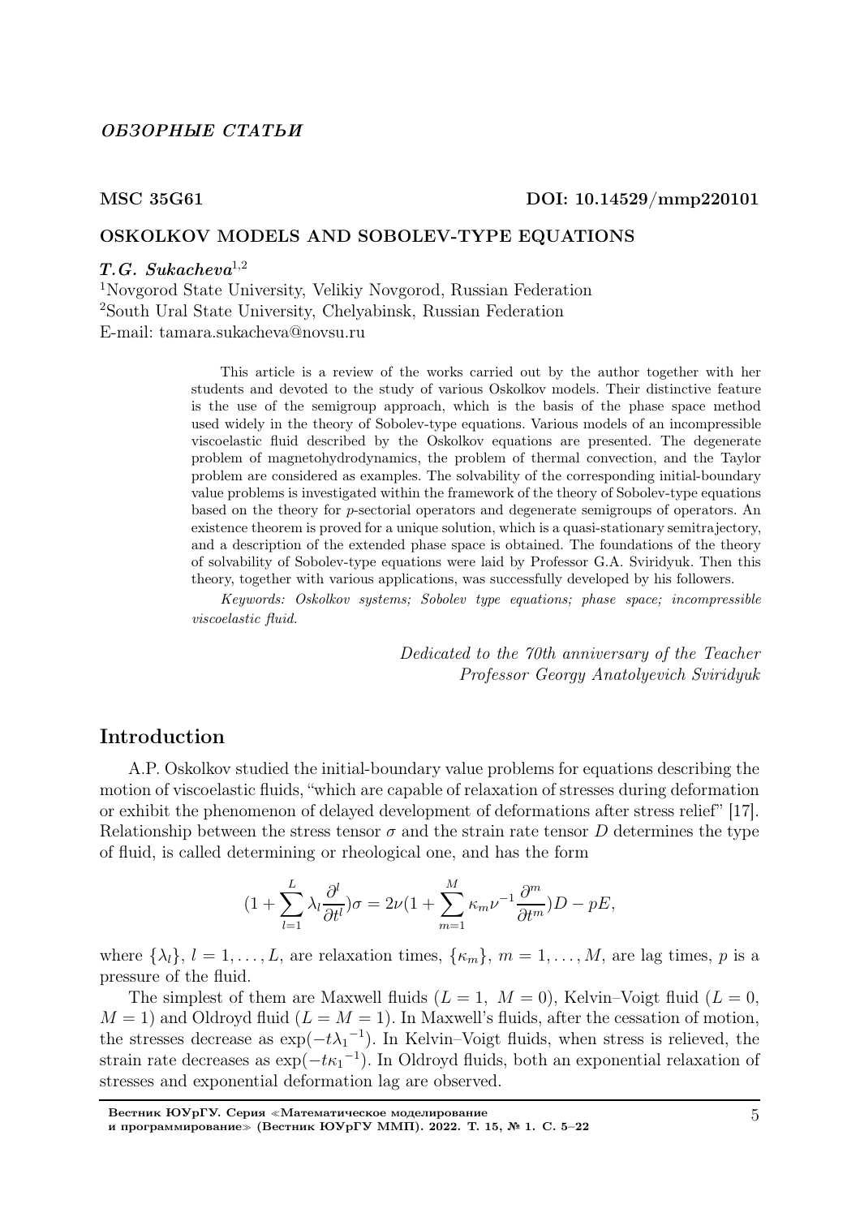*ОБЗОРНЫЕ СТАТЬИ*

**MSC 35G61** **DOI: 10.14529/mmp220101**

# OSKOLKOV MODELS AND SOBOLEV-TYPE EQUATIONS

***T.G. Sukacheva***[1,2]

[1]Novgorod State University, Velikiy Novgorod, Russian Federation
[2]South Ural State University, Chelyabinsk, Russian Federation
E-mail: tamara.sukacheva@novsu.ru

This article is a review of the works carried out by the author together with her students and devoted to the study of various Oskolkov models. Their distinctive feature is the use of the semigroup approach, which is the basis of the phase space method used widely in the theory of Sobolev-type equations. Various models of an incompressible viscoelastic fluid described by the Oskolkov equations are presented. The degenerate problem of magnetohydrodynamics, the problem of thermal convection, and the Taylor problem are considered as examples. The solvability of the corresponding initial-boundary value problems is investigated within the framework of the theory of Sobolev-type equations based on the theory for $p$-sectorial operators and degenerate semigroups of operators. An existence theorem is proved for a unique solution, which is a quasi-stationary semitrajectory, and a description of the extended phase space is obtained. The foundations of the theory of solvability of Sobolev-type equations were laid by Professor G.A. Sviridyuk. Then this theory, together with various applications, was successfully developed by his followers.

*Keywords: Oskolkov systems; Sobolev type equations; phase space; incompressible viscoelastic fluid.*

*Dedicated to the 70th anniversary of the Teacher*
*Professor Georgy Anatolyevich Sviridyuk*

## Introduction

A.P. Oskolkov studied the initial-boundary value problems for equations describing the motion of viscoelastic fluids, "which are capable of relaxation of stresses during deformation or exhibit the phenomenon of delayed development of deformations after stress relief" [17]. Relationship between the stress tensor $\sigma$ and the strain rate tensor $D$ determines the type of fluid, is called determining or rheological one, and has the form

$$(1+\sum_{l=1}^{L}\lambda_l\frac{\partial^l}{\partial t^l})\sigma = 2\nu(1+\sum_{m=1}^{M}\kappa_m\nu^{-1}\frac{\partial^m}{\partial t^m})D - pE,$$

where $\{\lambda_l\}$, $l=1,\dots,L$, are relaxation times, $\{\kappa_m\}$, $m=1,\dots,M$, are lag times, $p$ is a pressure of the fluid.

The simplest of them are Maxwell fluids ($L=1,\ M=0$), Kelvin–Voigt fluid ($L=0$, $M=1$) and Oldroyd fluid ($L=M=1$). In Maxwell's fluids, after the cessation of motion, the stresses decrease as $\exp(-t{\lambda_1}^{-1})$. In Kelvin–Voigt fluids, when stress is relieved, the strain rate decreases as $\exp(-t{\kappa_1}^{-1})$. In Oldroyd fluids, both an exponential relaxation of stresses and exponential deformation lag are observed.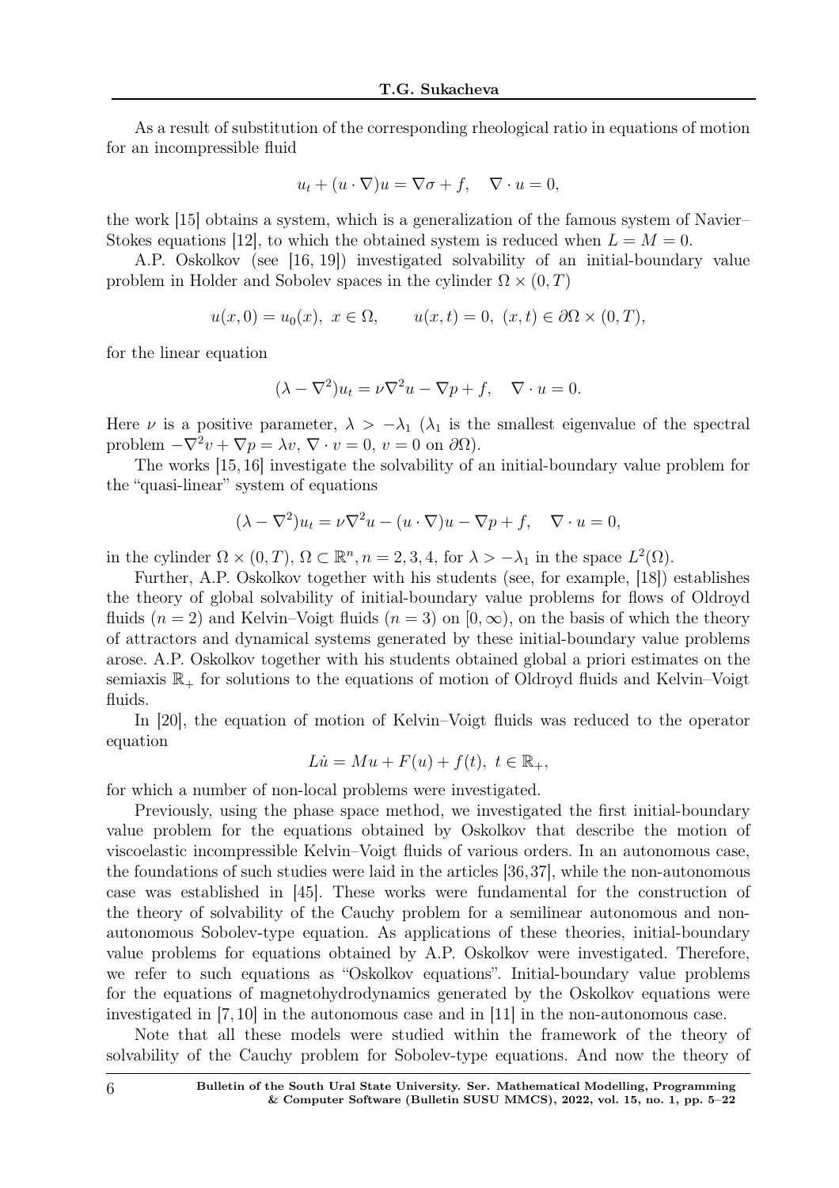As a result of substitution of the corresponding rheological ratio in equations of motion for an incompressible fluid

$$u_t + (u \cdot \nabla)u = \nabla \sigma + f, \quad \nabla \cdot u = 0,$$

the work [15] obtains a system, which is a generalization of the famous system of Navier–Stokes equations [12], to which the obtained system is reduced when $L = M = 0$.

A.P. Oskolkov (see [16, 19]) investigated solvability of an initial-boundary value problem in Holder and Sobolev spaces in the cylinder $\Omega \times (0, T)$

$$u(x, 0) = u_0(x), \ x \in \Omega, \qquad u(x, t) = 0, \ (x, t) \in \partial\Omega \times (0, T),$$

for the linear equation

$$(\lambda - \nabla^2)u_t = \nu \nabla^2 u - \nabla p + f, \quad \nabla \cdot u = 0.$$

Here $\nu$ is a positive parameter, $\lambda > -\lambda_1$ ($\lambda_1$ is the smallest eigenvalue of the spectral problem $-\nabla^2 v + \nabla p = \lambda v$, $\nabla \cdot v = 0$, $v = 0$ on $\partial\Omega$).

The works [15, 16] investigate the solvability of an initial-boundary value problem for the "quasi-linear" system of equations

$$(\lambda - \nabla^2)u_t = \nu \nabla^2 u - (u \cdot \nabla)u - \nabla p + f, \quad \nabla \cdot u = 0,$$

in the cylinder $\Omega \times (0, T)$, $\Omega \subset \mathbb{R}^n, n = 2, 3, 4$, for $\lambda > -\lambda_1$ in the space $L^2(\Omega)$.

Further, A.P. Oskolkov together with his students (see, for example, [18]) establishes the theory of global solvability of initial-boundary value problems for flows of Oldroyd fluids ($n = 2$) and Kelvin–Voigt fluids ($n = 3$) on $[0, \infty)$, on the basis of which the theory of attractors and dynamical systems generated by these initial-boundary value problems arose. A.P. Oskolkov together with his students obtained global a priori estimates on the semiaxis $\mathbb{R}_+$ for solutions to the equations of motion of Oldroyd fluids and Kelvin–Voigt fluids.

In [20], the equation of motion of Kelvin–Voigt fluids was reduced to the operator equation

$$L\dot{u} = Mu + F(u) + f(t), \ t \in \mathbb{R}_+,$$

for which a number of non-local problems were investigated.

Previously, using the phase space method, we investigated the first initial-boundary value problem for the equations obtained by Oskolkov that describe the motion of viscoelastic incompressible Kelvin–Voigt fluids of various orders. In an autonomous case, the foundations of such studies were laid in the articles [36, 37], while the non-autonomous case was established in [45]. These works were fundamental for the construction of the theory of solvability of the Cauchy problem for a semilinear autonomous and non-autonomous Sobolev-type equation. As applications of these theories, initial-boundary value problems for equations obtained by A.P. Oskolkov were investigated. Therefore, we refer to such equations as "Oskolkov equations". Initial-boundary value problems for the equations of magnetohydrodynamics generated by the Oskolkov equations were investigated in [7, 10] in the autonomous case and in [11] in the non-autonomous case.

Note that all these models were studied within the framework of the theory of solvability of the Cauchy problem for Sobolev-type equations. And now the theory of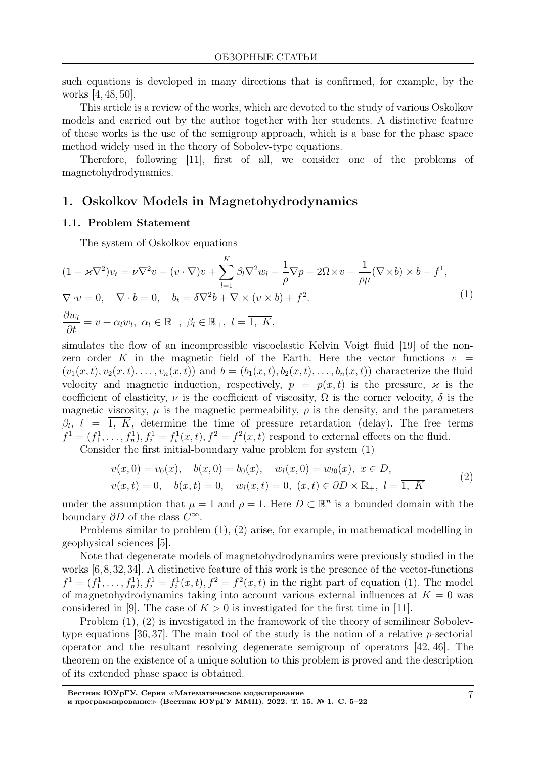such equations is developed in many directions that is confirmed, for example, by the works [4, 48, 50].

This article is a review of the works, which are devoted to the study of various Oskolkov models and carried out by the author together with her students. A distinctive feature of these works is the use of the semigroup approach, which is a base for the phase space method widely used in the theory of Sobolev-type equations.

Therefore, following [11], first of all, we consider one of the problems of magnetohydrodynamics.

## 1. Oskolkov Models in Magnetohydrodynamics

### 1.1. Problem Statement

The system of Oskolkov equations

$$
\begin{aligned}
&(1-\varkappa\nabla^2)v_t = \nu\nabla^2 v - (v\cdot\nabla)v + \sum_{l=1}^{K}\beta_l\nabla^2 w_l - \frac{1}{\rho}\nabla p - 2\Omega\times v + \frac{1}{\rho\mu}(\nabla\times b)\times b + f^1,\\
&\nabla\cdot v = 0, \quad \nabla\cdot b = 0, \quad b_t = \delta\nabla^2 b + \nabla\times(v\times b) + f^2.\\
&\frac{\partial w_l}{\partial t} = v + \alpha_l w_l,\ \alpha_l\in\mathbb{R}_-,\ \beta_l\in\mathbb{R}_+,\ l=\overline{1,\ K},
\end{aligned}
\tag{1}
$$

simulates the flow of an incompressible viscoelastic Kelvin–Voigt fluid [19] of the nonzero order $K$ in the magnetic field of the Earth. Here the vector functions $v = (v_1(x,t), v_2(x,t), \ldots, v_n(x,t))$ and $b = (b_1(x,t), b_2(x,t), \ldots, b_n(x,t))$ characterize the fluid velocity and magnetic induction, respectively, $p = p(x,t)$ is the pressure, $\varkappa$ is the coefficient of elasticity, $\nu$ is the coefficient of viscosity, $\Omega$ is the corner velocity, $\delta$ is the magnetic viscosity, $\mu$ is the magnetic permeability, $\rho$ is the density, and the parameters $\beta_l$, $l = \overline{1,\ K}$, determine the time of pressure retardation (delay). The free terms $f^1 = (f_1^1, \ldots, f_n^1), f_i^1 = f_i^1(x,t), f^2 = f^2(x,t)$ respond to external effects on the fluid.

Consider the first initial-boundary value problem for system (1)

$$
\begin{aligned}
&v(x,0) = v_0(x), \quad b(x,0) = b_0(x), \quad w_l(x,0) = w_{l0}(x),\ x\in D,\\
&v(x,t) = 0, \quad b(x,t) = 0, \quad w_l(x,t) = 0,\ (x,t)\in\partial D\times\mathbb{R}_+,\ l=\overline{1,\ K}
\end{aligned}
\tag{2}
$$

under the assumption that $\mu = 1$ and $\rho = 1$. Here $D\subset\mathbb{R}^n$ is a bounded domain with the boundary $\partial D$ of the class $C^\infty$.

Problems similar to problem (1), (2) arise, for example, in mathematical modelling in geophysical sciences [5].

Note that degenerate models of magnetohydrodynamics were previously studied in the works [6, 8, 32, 34]. A distinctive feature of this work is the presence of the vector-functions $f^1 = (f_1^1, \ldots, f_n^1), f_i^1 = f_i^1(x,t), f^2 = f^2(x,t)$ in the right part of equation (1). The model of magnetohydrodynamics taking into account various external influences at $K = 0$ was considered in [9]. The case of $K > 0$ is investigated for the first time in [11].

Problem (1), (2) is investigated in the framework of the theory of semilinear Sobolev-type equations [36, 37]. The main tool of the study is the notion of a relative $p$-sectorial operator and the resultant resolving degenerate semigroup of operators [42, 46]. The theorem on the existence of a unique solution to this problem is proved and the description of its extended phase space is obtained.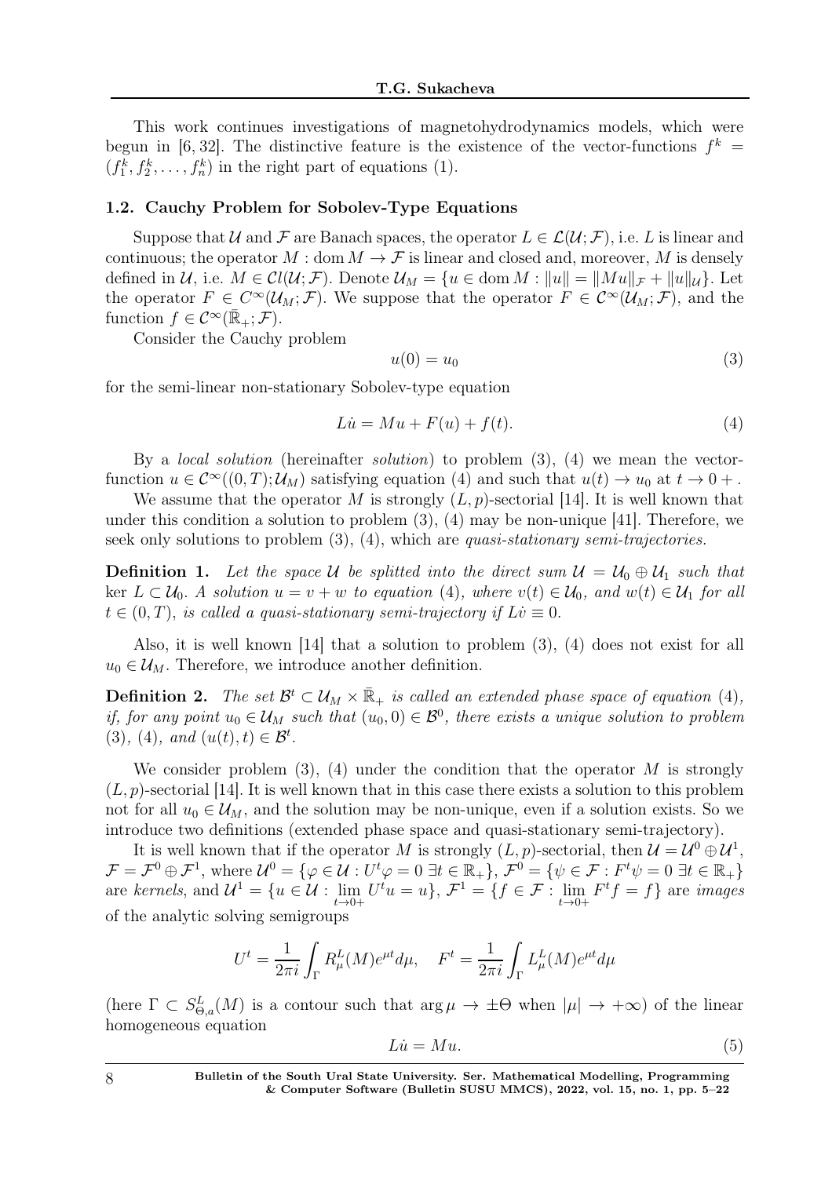This work continues investigations of magnetohydrodynamics models, which were begun in [6, 32]. The distinctive feature is the existence of the vector-functions $f^k = (f_1^k, f_2^k, \ldots, f_n^k)$ in the right part of equations (1).

### 1.2. Cauchy Problem for Sobolev-Type Equations

Suppose that $\mathcal{U}$ and $\mathcal{F}$ are Banach spaces, the operator $L \in \mathcal{L}(\mathcal{U}; \mathcal{F})$, i.e. $L$ is linear and continuous; the operator $M : \operatorname{dom} M \to \mathcal{F}$ is linear and closed and, moreover, $M$ is densely defined in $\mathcal{U}$, i.e. $M \in \mathcal{C}l(\mathcal{U}; \mathcal{F})$. Denote $\mathcal{U}_M = \{u \in \operatorname{dom} M : \|u\| = \|Mu\|_{\mathcal{F}} + \|u\|_{\mathcal{U}}\}$. Let the operator $F \in C^\infty(\mathcal{U}_M; \mathcal{F})$. We suppose that the operator $F \in \mathcal{C}^\infty(\mathcal{U}_M; \mathcal{F})$, and the function $f \in \mathcal{C}^\infty(\bar{\mathbb{R}}_+; \mathcal{F})$.

Consider the Cauchy problem

$$u(0) = u_0 \tag{3}$$

for the semi-linear non-stationary Sobolev-type equation

$$L\dot{u} = Mu + F(u) + f(t). \tag{4}$$

By a *local solution* (hereinafter *solution*) to problem (3), (4) we mean the vector-function $u \in \mathcal{C}^\infty((0, T); \mathcal{U}_M)$ satisfying equation (4) and such that $u(t) \to u_0$ at $t \to 0+$.

We assume that the operator $M$ is strongly $(L, p)$-sectorial [14]. It is well known that under this condition a solution to problem (3), (4) may be non-unique [41]. Therefore, we seek only solutions to problem (3), (4), which are *quasi-stationary semi-trajectories.*

**Definition 1.** *Let the space $\mathcal{U}$ be splitted into the direct sum $\mathcal{U} = \mathcal{U}_0 \oplus \mathcal{U}_1$ such that $\ker L \subset \mathcal{U}_0$. A solution $u = v + w$ to equation (4), where $v(t) \in \mathcal{U}_0$, and $w(t) \in \mathcal{U}_1$ for all $t \in (0, T)$, is called a quasi-stationary semi-trajectory if $L\dot{v} \equiv 0$.*

Also, it is well known [14] that a solution to problem (3), (4) does not exist for all $u_0 \in \mathcal{U}_M$. Therefore, we introduce another definition.

**Definition 2.** *The set $\mathcal{B}^t \subset \mathcal{U}_M \times \bar{\mathbb{R}}_+$ is called an extended phase space of equation (4), if, for any point $u_0 \in \mathcal{U}_M$ such that $(u_0, 0) \in \mathcal{B}^0$, there exists a unique solution to problem (3), (4), and $(u(t), t) \in \mathcal{B}^t$.*

We consider problem (3), (4) under the condition that the operator $M$ is strongly $(L, p)$-sectorial [14]. It is well known that in this case there exists a solution to this problem not for all $u_0 \in \mathcal{U}_M$, and the solution may be non-unique, even if a solution exists. So we introduce two definitions (extended phase space and quasi-stationary semi-trajectory).

It is well known that if the operator $M$ is strongly $(L, p)$-sectorial, then $\mathcal{U} = \mathcal{U}^0 \oplus \mathcal{U}^1$, $\mathcal{F} = \mathcal{F}^0 \oplus \mathcal{F}^1$, where $\mathcal{U}^0 = \{\varphi \in \mathcal{U} : U^t\varphi = 0 \ \exists t \in \mathbb{R}_+\}$, $\mathcal{F}^0 = \{\psi \in \mathcal{F} : F^t\psi = 0 \ \exists t \in \mathbb{R}_+\}$ are *kernels*, and $\mathcal{U}^1 = \{u \in \mathcal{U} : \lim\limits_{t \to 0+} U^t u = u\}$, $\mathcal{F}^1 = \{f \in \mathcal{F} : \lim\limits_{t \to 0+} F^t f = f\}$ are *images* of the analytic solving semigroups

$$U^t = \frac{1}{2\pi i} \int_\Gamma R^L_\mu(M) e^{\mu t} d\mu, \quad F^t = \frac{1}{2\pi i} \int_\Gamma L^L_\mu(M) e^{\mu t} d\mu$$

(here $\Gamma \subset S^L_{\Theta,a}(M)$ is a contour such that $\arg \mu \to \pm\Theta$ when $|\mu| \to +\infty$) of the linear homogeneous equation

$$L\dot{u} = Mu. \tag{5}$$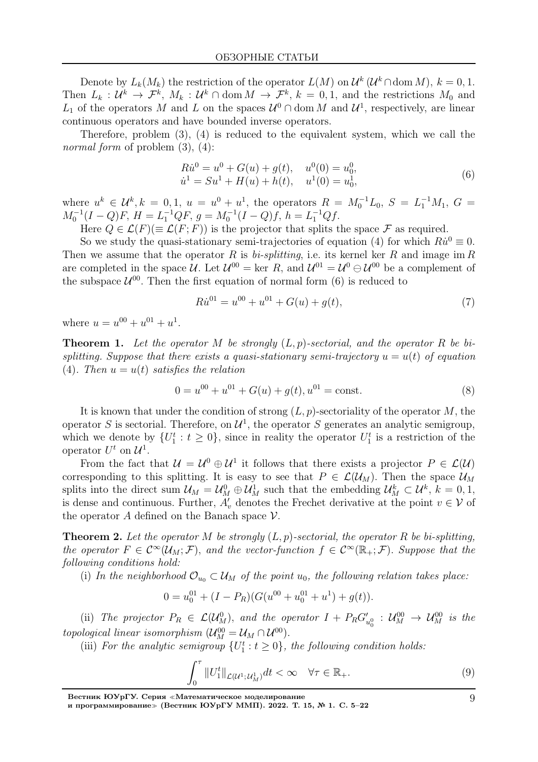Denote by $L_k(M_k)$ the restriction of the operator $L(M)$ on $\mathcal{U}^k$ ($\mathcal{U}^k \cap \operatorname{dom} M$), $k = 0, 1$. Then $L_k : \mathcal{U}^k \to \mathcal{F}^k$, $M_k : \mathcal{U}^k \cap \operatorname{dom} M \to \mathcal{F}^k$, $k = 0, 1$, and the restrictions $M_0$ and $L_1$ of the operators $M$ and $L$ on the spaces $\mathcal{U}^0 \cap \operatorname{dom} M$ and $\mathcal{U}^1$, respectively, are linear continuous operators and have bounded inverse operators.

Therefore, problem (3), (4) is reduced to the equivalent system, which we call the *normal form* of problem (3), (4):

$$
\begin{aligned}
R\dot{u}^0 &= u^0 + G(u) + g(t), \quad u^0(0) = u_0^0,\\
\dot{u}^1 &= Su^1 + H(u) + h(t), \quad u^1(0) = u_0^1,
\end{aligned}
\tag{6}
$$

where $u^k \in \mathcal{U}^k, k = 0, 1$, $u = u^0 + u^1$, the operators $R = M_0^{-1}L_0$, $S = L_1^{-1}M_1$, $G = M_0^{-1}(I - Q)F$, $H = L_1^{-1}QF$, $g = M_0^{-1}(I - Q)f$, $h = L_1^{-1}Qf$.

Here $Q \in \mathcal{L}(F)(\equiv \mathcal{L}(F; F))$ is the projector that splits the space $\mathcal{F}$ as required.

So we study the quasi-stationary semi-trajectories of equation (4) for which $R\dot{u}^0 \equiv 0$. Then we assume that the operator $R$ is *bi-splitting*, i.e. its kernel $\ker R$ and image $\operatorname{im} R$ are completed in the space $\mathcal{U}$. Let $\mathcal{U}^{00} = \ker R$, and $\mathcal{U}^{01} = \mathcal{U}^0 \ominus \mathcal{U}^{00}$ be a complement of the subspace $\mathcal{U}^{00}$. Then the first equation of normal form (6) is reduced to

$$
R\dot{u}^{01} = u^{00} + u^{01} + G(u) + g(t),
\tag{7}
$$

where $u = u^{00} + u^{01} + u^1$.

**Theorem 1.** *Let the operator $M$ be strongly $(L, p)$-sectorial, and the operator $R$ be bi-splitting. Suppose that there exists a quasi-stationary semi-trajectory $u = u(t)$ of equation (4). Then $u = u(t)$ satisfies the relation*

$$
0 = u^{00} + u^{01} + G(u) + g(t), u^{01} = \text{const}.
\tag{8}
$$

It is known that under the condition of strong $(L, p)$-sectoriality of the operator $M$, the operator $S$ is sectorial. Therefore, on $\mathcal{U}^1$, the operator $S$ generates an analytic semigroup, which we denote by $\{U_1^t : t \geq 0\}$, since in reality the operator $U_1^t$ is a restriction of the operator $U^t$ on $\mathcal{U}^1$.

From the fact that $\mathcal{U} = \mathcal{U}^0 \oplus \mathcal{U}^1$ it follows that there exists a projector $P \in \mathcal{L}(\mathcal{U})$ corresponding to this splitting. It is easy to see that $P \in \mathcal{L}(\mathcal{U}_M)$. Then the space $\mathcal{U}_M$ splits into the direct sum $\mathcal{U}_M = \mathcal{U}_M^0 \oplus \mathcal{U}_M^1$ such that the embedding $\mathcal{U}_M^k \subset \mathcal{U}^k$, $k = 0, 1$, is dense and continuous. Further, $A'_v$ denotes the Frechet derivative at the point $v \in \mathcal{V}$ of the operator $A$ defined on the Banach space $\mathcal{V}$.

**Theorem 2.** *Let the operator $M$ be strongly $(L, p)$-sectorial, the operator $R$ be bi-splitting, the operator $F \in \mathcal{C}^\infty(\mathcal{U}_M; \mathcal{F})$, and the vector-function $f \in \mathcal{C}^\infty(\mathbb{R}_+; \mathcal{F})$. Suppose that the following conditions hold:*

(i) *In the neighborhood $\mathcal{O}_{u_0} \subset \mathcal{U}_M$ of the point $u_0$, the following relation takes place:*

$$
0 = u_0^{01} + (I - P_R)(G(u^{00} + u_0^{01} + u^1) + g(t)).
$$

(ii) *The projector $P_R \in \mathcal{L}(\mathcal{U}_M^0)$, and the operator $I + P_R G'_{u_0^0} : \mathcal{U}_M^{00} \to \mathcal{U}_M^{00}$ is the topological linear isomorphism ($\mathcal{U}_M^{00} = \mathcal{U}_M \cap \mathcal{U}^{00}$).*

(iii) *For the analytic semigroup $\{U_1^t : t \geq 0\}$, the following condition holds:*

$$
\int_0^\tau \|U_1^t\|_{\mathcal{L}(\mathcal{U}^1; \mathcal{U}_M^1)} dt < \infty \quad \forall \tau \in \mathbb{R}_+.
\tag{9}
$$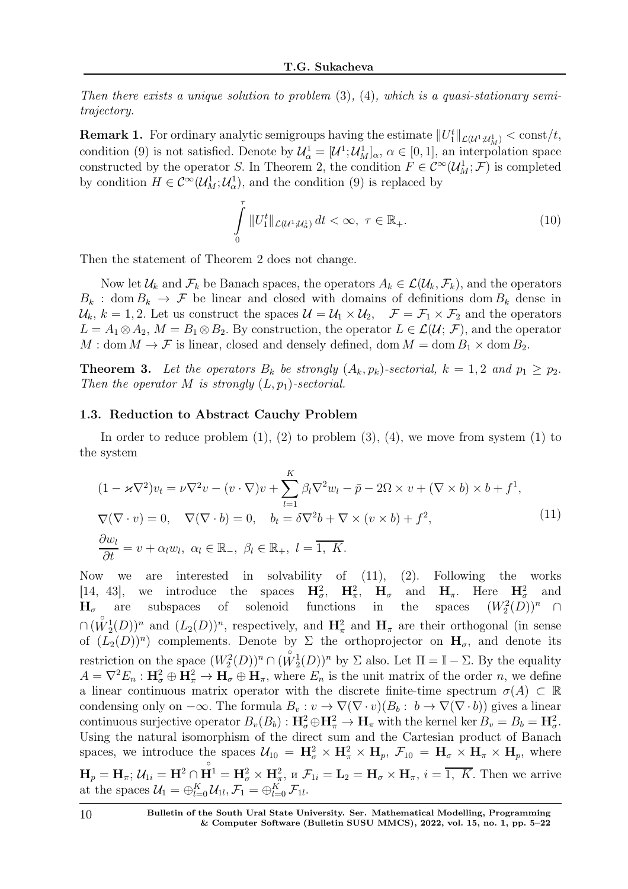*Then there exists a unique solution to problem* (3), (4)*, which is a quasi-stationary semi-trajectory.*

**Remark 1.** For ordinary analytic semigroups having the estimate $\|U_1^t\|_{\mathcal{L}(\mathcal{U}^1;\mathcal{U}_M^1)} < \text{const}/t$, condition (9) is not satisfied. Denote by $\mathcal{U}_\alpha^1 = [\mathcal{U}^1;\mathcal{U}_M^1]_\alpha$, $\alpha \in [0,1]$, an interpolation space constructed by the operator $S$. In Theorem 2, the condition $F \in \mathcal{C}^\infty(\mathcal{U}_M^1;\mathcal{F})$ is completed by condition $H \in \mathcal{C}^\infty(\mathcal{U}_M^1;\mathcal{U}_\alpha^1)$, and the condition (9) is replaced by

$$\int_0^\tau \|U_1^t\|_{\mathcal{L}(\mathcal{U}^1;\mathcal{U}_\alpha^1)}\, dt < \infty,\ \tau \in \mathbb{R}_+. \tag{10}$$

Then the statement of Theorem 2 does not change.

Now let $\mathcal{U}_k$ and $\mathcal{F}_k$ be Banach spaces, the operators $A_k \in \mathcal{L}(\mathcal{U}_k, \mathcal{F}_k)$, and the operators $B_k : \operatorname{dom} B_k \to \mathcal{F}$ be linear and closed with domains of definitions $\operatorname{dom} B_k$ dense in $\mathcal{U}_k$, $k = 1, 2$. Let us construct the spaces $\mathcal{U} = \mathcal{U}_1 \times \mathcal{U}_2$, $\mathcal{F} = \mathcal{F}_1 \times \mathcal{F}_2$ and the operators $L = A_1 \otimes A_2$, $M = B_1 \otimes B_2$. By construction, the operator $L \in \mathcal{L}(\mathcal{U};\mathcal{F})$, and the operator $M : \operatorname{dom} M \to \mathcal{F}$ is linear, closed and densely defined, $\operatorname{dom} M = \operatorname{dom} B_1 \times \operatorname{dom} B_2$.

**Theorem 3.** *Let the operators $B_k$ be strongly $(A_k, p_k)$-sectorial, $k = 1, 2$ and $p_1 \geq p_2$. Then the operator $M$ is strongly $(L, p_1)$-sectorial.*

### 1.3. Reduction to Abstract Cauchy Problem

In order to reduce problem (1), (2) to problem (3), (4), we move from system (1) to the system

$$\begin{aligned}
&(1 - \varkappa\nabla^2)v_t = \nu\nabla^2 v - (v\cdot\nabla)v + \sum_{l=1}^{K}\beta_l\nabla^2 w_l - \bar{p} - 2\Omega\times v + (\nabla\times b)\times b + f^1,\\
&\nabla(\nabla\cdot v) = 0, \quad \nabla(\nabla\cdot b) = 0, \quad b_t = \delta\nabla^2 b + \nabla\times(v\times b) + f^2,\\
&\frac{\partial w_l}{\partial t} = v + \alpha_l w_l,\ \alpha_l \in \mathbb{R}_-,\ \beta_l \in \mathbb{R}_+,\ l = \overline{1,\ K}.
\end{aligned} \tag{11}$$

Now we are interested in solvability of (11), (2). Following the works [14, 43], we introduce the spaces $\mathbf{H}_\sigma^2$, $\mathbf{H}_\pi^2$, $\mathbf{H}_\sigma$ and $\mathbf{H}_\pi$. Here $\mathbf{H}_\sigma^2$ and $\mathbf{H}_\sigma$ are subspaces of solenoid functions in the spaces $(W_2^2(D))^n \cap \cap(\overset{\circ}{W}{}_2^1(D))^n$ and $(L_2(D))^n$, respectively, and $\mathbf{H}_\pi^2$ and $\mathbf{H}_\pi$ are their orthogonal (in sense of $(L_2(D))^n$) complements. Denote by $\Sigma$ the orthoprojector on $\mathbf{H}_\sigma$, and denote its restriction on the space $(W_2^2(D))^n \cap (\overset{\circ}{W}{}_2^1(D))^n$ by $\Sigma$ also. Let $\Pi = \mathbb{I} - \Sigma$. By the equality $A = \nabla^2 E_n : \mathbf{H}_\sigma^2 \oplus \mathbf{H}_\pi^2 \to \mathbf{H}_\sigma \oplus \mathbf{H}_\pi$, where $E_n$ is the unit matrix of the order $n$, we define a linear continuous matrix operator with the discrete finite-time spectrum $\sigma(A) \subset \mathbb{R}$ condensing only on $-\infty$. The formula $B_v : v \to \nabla(\nabla\cdot v)(B_b :\ b \to \nabla(\nabla\cdot b))$ gives a linear continuous surjective operator $B_v(B_b) : \mathbf{H}_\sigma^2 \oplus \mathbf{H}_\pi^2 \to \mathbf{H}_\pi$ with the kernel $\ker B_v = B_b = \mathbf{H}_\sigma^2$. Using the natural isomorphism of the direct sum and the Cartesian product of Banach spaces, we introduce the spaces $\mathcal{U}_{10} = \mathbf{H}_\sigma^2 \times \mathbf{H}_\pi^2 \times \mathbf{H}_p$, $\mathcal{F}_{10} = \mathbf{H}_\sigma \times \mathbf{H}_\pi \times \mathbf{H}_p$, where $\mathbf{H}_p = \mathbf{H}_\pi$; $\mathcal{U}_{1i} = \mathbf{H}^2 \cap \overset{\circ}{\mathbf{H}}{}^1 = \mathbf{H}_\sigma^2 \times \mathbf{H}_\pi^2$, и $\mathcal{F}_{1i} = \mathbf{L}_2 = \mathbf{H}_\sigma \times \mathbf{H}_\pi$, $i = \overline{1,\ K}$. Then we arrive at the spaces $\mathcal{U}_1 = \oplus_{l=0}^K \mathcal{U}_{1l}, \mathcal{F}_1 = \oplus_{l=0}^K \mathcal{F}_{1l}$.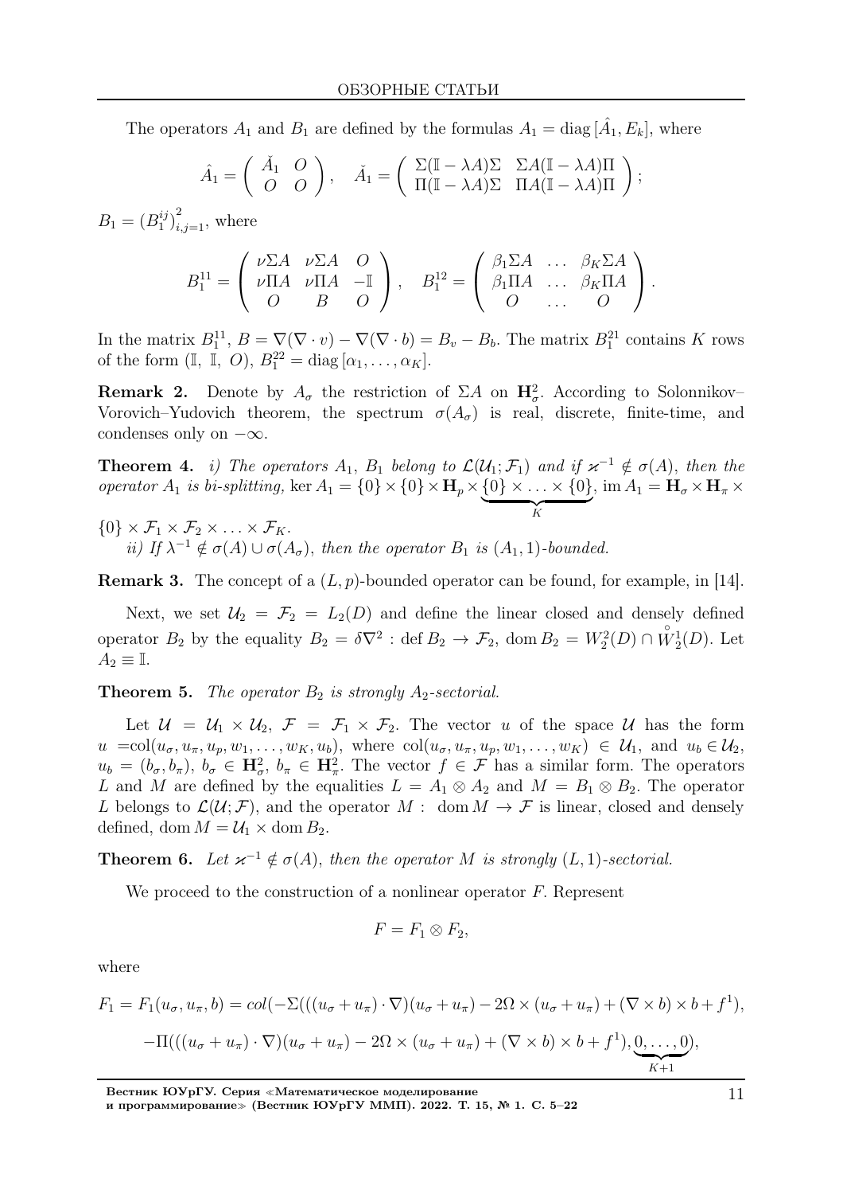The operators $A_1$ and $B_1$ are defined by the formulas $A_1 = \operatorname{diag}[\hat{A}_1, E_k]$, where

$$\hat{A}_1 = \begin{pmatrix} \check{A}_1 & O \\ O & O \end{pmatrix}, \quad \check{A}_1 = \begin{pmatrix} \Sigma(\mathbb{I} - \lambda A)\Sigma & \Sigma A(\mathbb{I} - \lambda A)\Pi \\ \Pi(\mathbb{I} - \lambda A)\Sigma & \Pi A(\mathbb{I} - \lambda A)\Pi \end{pmatrix};$$

$B_1 = (B_1^{ij})_{i,j=1}^2$, where

$$B_1^{11} = \begin{pmatrix} \nu\Sigma A & \nu\Sigma A & O \\ \nu\Pi A & \nu\Pi A & -\mathbb{I} \\ O & B & O \end{pmatrix}, \quad B_1^{12} = \begin{pmatrix} \beta_1\Sigma A & \dots & \beta_K\Sigma A \\ \beta_1\Pi A & \dots & \beta_K\Pi A \\ O & \dots & O \end{pmatrix}.$$

In the matrix $B_1^{11}$, $B = \nabla(\nabla \cdot v) - \nabla(\nabla \cdot b) = B_v - B_b$. The matrix $B_1^{21}$ contains $K$ rows of the form $(\mathbb{I},\ \mathbb{I},\ O)$, $B_1^{22} = \operatorname{diag}[\alpha_1, \dots, \alpha_K]$.

**Remark 2.** Denote by $A_\sigma$ the restriction of $\Sigma A$ on $\mathbf{H}_\sigma^2$. According to Solonnikov–Vorovich–Yudovich theorem, the spectrum $\sigma(A_\sigma)$ is real, discrete, finite-time, and condenses only on $-\infty$.

**Theorem 4.** *i) The operators $A_1$, $B_1$ belong to $\mathcal{L}(\mathcal{U}_1; \mathcal{F}_1)$ and if $\varkappa^{-1} \notin \sigma(A)$, then the operator $A_1$ is bi-splitting,* $\ker A_1 = \{0\} \times \{0\} \times \mathbf{H}_p \times \underbrace{\{0\} \times \ldots \times \{0\}}_{K}$, $\operatorname{im} A_1 = \mathbf{H}_\sigma \times \mathbf{H}_\pi \times \{0\} \times \mathcal{F}_1 \times \mathcal{F}_2 \times \ldots \times \mathcal{F}_K$.

*ii) If $\lambda^{-1} \notin \sigma(A) \cup \sigma(A_\sigma)$, then the operator $B_1$ is $(A_1, 1)$-bounded.*

**Remark 3.** The concept of a $(L, p)$-bounded operator can be found, for example, in [14].

Next, we set $\mathcal{U}_2 = \mathcal{F}_2 = L_2(D)$ and define the linear closed and densely defined operator $B_2$ by the equality $B_2 = \delta\nabla^2 : \operatorname{def} B_2 \to \mathcal{F}_2$, $\operatorname{dom} B_2 = W_2^2(D) \cap \overset{\circ}{W}{}_2^1(D)$. Let $A_2 \equiv \mathbb{I}$.

**Theorem 5.** *The operator $B_2$ is strongly $A_2$-sectorial.*

Let $\mathcal{U} = \mathcal{U}_1 \times \mathcal{U}_2$, $\mathcal{F} = \mathcal{F}_1 \times \mathcal{F}_2$. The vector $u$ of the space $\mathcal{U}$ has the form $u = \operatorname{col}(u_\sigma, u_\pi, u_p, w_1, \dots, w_K, u_b)$, where $\operatorname{col}(u_\sigma, u_\pi, u_p, w_1, \dots, w_K) \in \mathcal{U}_1$, and $u_b \in \mathcal{U}_2$, $u_b = (b_\sigma, b_\pi)$, $b_\sigma \in \mathbf{H}_\sigma^2$, $b_\pi \in \mathbf{H}_\pi^2$. The vector $f \in \mathcal{F}$ has a similar form. The operators $L$ and $M$ are defined by the equalities $L = A_1 \otimes A_2$ and $M = B_1 \otimes B_2$. The operator $L$ belongs to $\mathcal{L}(\mathcal{U}; \mathcal{F})$, and the operator $M :\ \operatorname{dom} M \to \mathcal{F}$ is linear, closed and densely defined, $\operatorname{dom} M = \mathcal{U}_1 \times \operatorname{dom} B_2$.

**Theorem 6.** *Let $\varkappa^{-1} \notin \sigma(A)$, then the operator $M$ is strongly $(L, 1)$-sectorial.*

We proceed to the construction of a nonlinear operator $F$. Represent

$$F = F_1 \otimes F_2,$$

where

$$F_1 = F_1(u_\sigma, u_\pi, b) = col(-\Sigma(((u_\sigma + u_\pi) \cdot \nabla)(u_\sigma + u_\pi) - 2\Omega \times (u_\sigma + u_\pi) + (\nabla \times b) \times b + f^1),$$

$$-\Pi(((u_\sigma + u_\pi) \cdot \nabla)(u_\sigma + u_\pi) - 2\Omega \times (u_\sigma + u_\pi) + (\nabla \times b) \times b + f^1), \underbrace{0, \dots, 0}_{K+1}),$$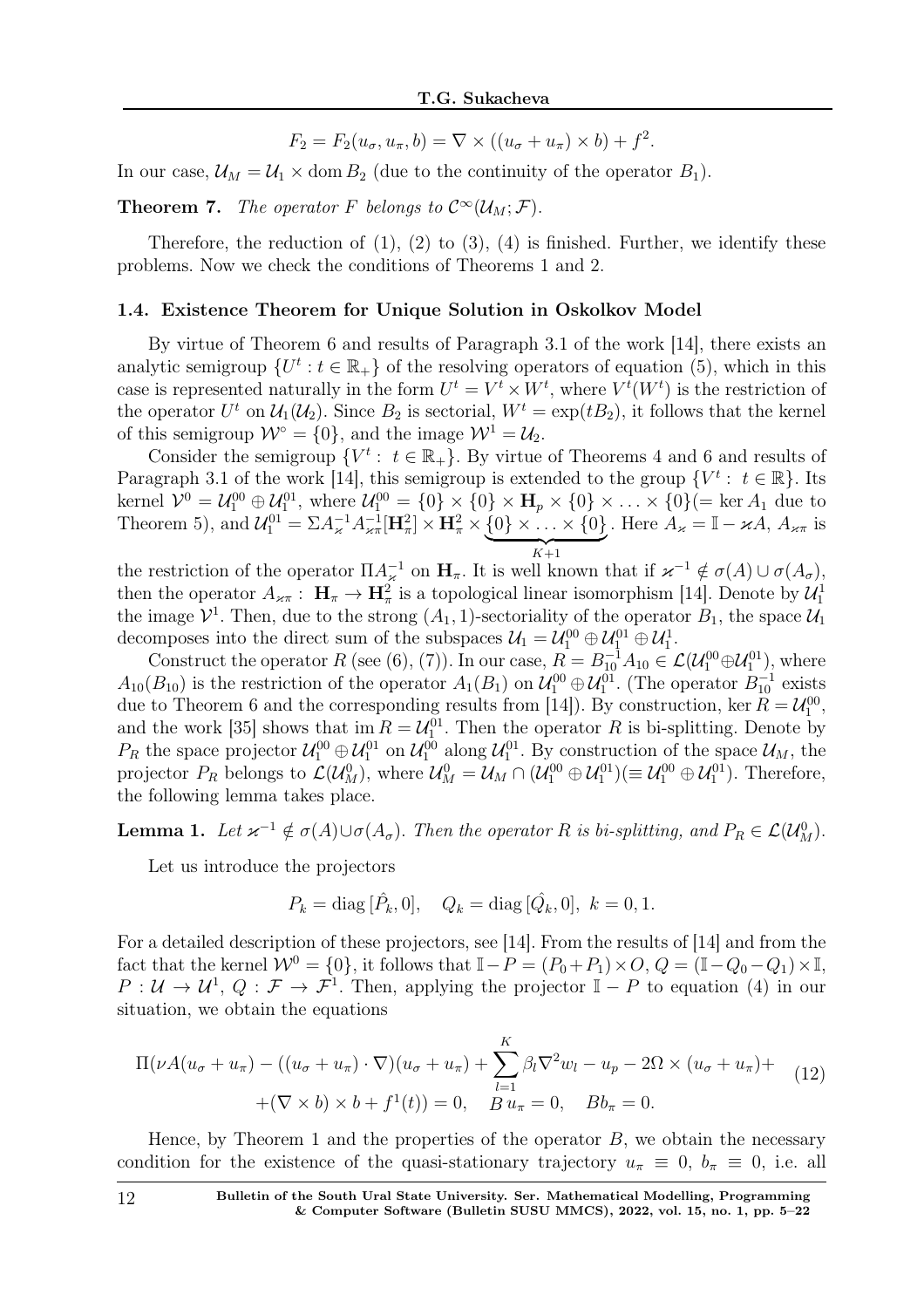$$F_2 = F_2(u_\sigma, u_\pi, b) = \nabla \times ((u_\sigma + u_\pi) \times b) + f^2.$$

In our case, $\mathcal{U}_M = \mathcal{U}_1 \times \operatorname{dom} B_2$ (due to the continuity of the operator $B_1$).

**Theorem 7.** *The operator $F$ belongs to $\mathcal{C}^\infty(\mathcal{U}_M; \mathcal{F})$.*

Therefore, the reduction of (1), (2) to (3), (4) is finished. Further, we identify these problems. Now we check the conditions of Theorems 1 and 2.

### 1.4. Existence Theorem for Unique Solution in Oskolkov Model

By virtue of Theorem 6 and results of Paragraph 3.1 of the work [14], there exists an analytic semigroup $\{U^t : t \in \mathbb{R}_+\}$ of the resolving operators of equation (5), which in this case is represented naturally in the form $U^t = V^t \times W^t$, where $V^t(W^t)$ is the restriction of the operator $U^t$ on $\mathcal{U}_1(\mathcal{U}_2)$. Since $B_2$ is sectorial, $W^t = \exp(tB_2)$, it follows that the kernel of this semigroup $\mathcal{W}^\circ = \{0\}$, and the image $\mathcal{W}^1 = \mathcal{U}_2$.

Consider the semigroup $\{V^t : \ t \in \mathbb{R}_+\}$. By virtue of Theorems 4 and 6 and results of Paragraph 3.1 of the work [14], this semigroup is extended to the group $\{V^t : \ t \in \mathbb{R}\}$. Its kernel $\mathcal{V}^0 = \mathcal{U}_1^{00} \oplus \mathcal{U}_1^{01}$, where $\mathcal{U}_1^{00} = \{0\} \times \{0\} \times \mathbf{H}_p \times \{0\} \times \ldots \times \{0\}(= \ker A_1$ due to Theorem 5), and $\mathcal{U}_1^{01} = \Sigma A_\varkappa^{-1} A_{\varkappa\pi}^{-1}[\mathbf{H}_\pi^2] \times \mathbf{H}_\pi^2 \times \underbrace{\{0\} \times \ldots \times \{0\}}_{K+1}$. Here $A_\varkappa = \mathbb{I} - \varkappa A$, $A_{\varkappa\pi}$ is the restriction of the operator $\Pi A_\varkappa^{-1}$ on $\mathbf{H}_\pi$. It is well known that if $\varkappa^{-1} \notin \sigma(A) \cup \sigma(A_\sigma)$, then the operator $A_{\varkappa\pi} : \ \mathbf{H}_\pi \to \mathbf{H}_\pi^2$ is a topological linear isomorphism [14]. Denote by $\mathcal{U}_1^1$ the image $\mathcal{V}^1$. Then, due to the strong $(A_1, 1)$-sectoriality of the operator $B_1$, the space $\mathcal{U}_1$ decomposes into the direct sum of the subspaces $\mathcal{U}_1 = \mathcal{U}_1^{00} \oplus \mathcal{U}_1^{01} \oplus \mathcal{U}_1^1$.

Construct the operator $R$ (see (6), (7)). In our case, $R = B_{10}^{-1} A_{10} \in \mathcal{L}(\mathcal{U}_1^{00} \oplus \mathcal{U}_1^{01})$, where $A_{10}(B_{10})$ is the restriction of the operator $A_1(B_1)$ on $\mathcal{U}_1^{00} \oplus \mathcal{U}_1^{01}$. (The operator $B_{10}^{-1}$ exists due to Theorem 6 and the corresponding results from [14]). By construction, $\ker R = \mathcal{U}_1^{00}$, and the work [35] shows that $\operatorname{im} R = \mathcal{U}_1^{01}$. Then the operator $R$ is bi-splitting. Denote by $P_R$ the space projector $\mathcal{U}_1^{00} \oplus \mathcal{U}_1^{01}$ on $\mathcal{U}_1^{00}$ along $\mathcal{U}_1^{01}$. By construction of the space $\mathcal{U}_M$, the projector $P_R$ belongs to $\mathcal{L}(\mathcal{U}_M^0)$, where $\mathcal{U}_M^0 = \mathcal{U}_M \cap (\mathcal{U}_1^{00} \oplus \mathcal{U}_1^{01}) (\equiv \mathcal{U}_1^{00} \oplus \mathcal{U}_1^{01})$. Therefore, the following lemma takes place.

**Lemma 1.** *Let $\varkappa^{-1} \notin \sigma(A) \cup \sigma(A_\sigma)$. Then the operator $R$ is bi-splitting, and $P_R \in \mathcal{L}(\mathcal{U}_M^0)$.*

Let us introduce the projectors

$$P_k = \operatorname{diag}[\hat{P}_k, 0], \quad Q_k = \operatorname{diag}[\hat{Q}_k, 0], \ k = 0, 1.$$

For a detailed description of these projectors, see [14]. From the results of [14] and from the fact that the kernel $\mathcal{W}^0 = \{0\}$, it follows that $\mathbb{I} - P = (P_0 + P_1) \times O$, $Q = (\mathbb{I} - Q_0 - Q_1) \times \mathbb{I}$, $P : \mathcal{U} \to \mathcal{U}^1$, $Q : \mathcal{F} \to \mathcal{F}^1$. Then, applying the projector $\mathbb{I} - P$ to equation (4) in our situation, we obtain the equations

$$\begin{gathered}
\Pi(\nu A(u_\sigma + u_\pi) - ((u_\sigma + u_\pi) \cdot \nabla)(u_\sigma + u_\pi) + \sum_{l=1}^{K} \beta_l \nabla^2 w_l - u_p - 2\Omega \times (u_\sigma + u_\pi) + \\
+ (\nabla \times b) \times b + f^1(t)) = 0, \quad B\, u_\pi = 0, \quad B b_\pi = 0.
\end{gathered} \tag{12}$$

Hence, by Theorem 1 and the properties of the operator $B$, we obtain the necessary condition for the existence of the quasi-stationary trajectory $u_\pi \equiv 0$, $b_\pi \equiv 0$, i.e. all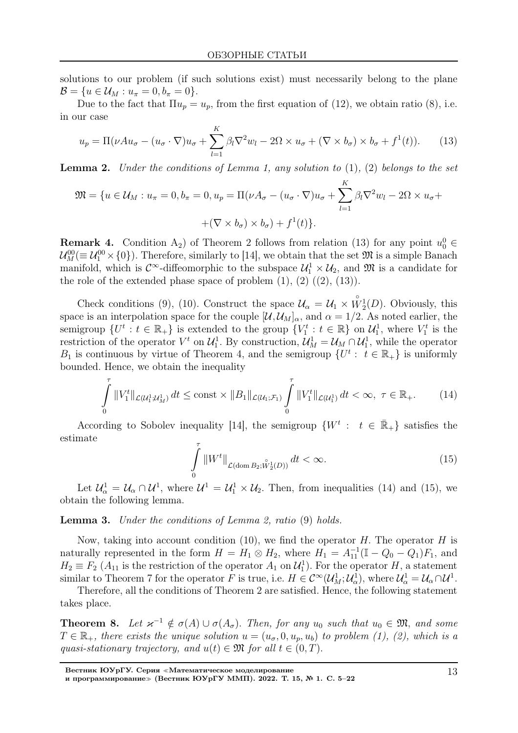solutions to our problem (if such solutions exist) must necessarily belong to the plane $\mathcal{B} = \{u \in \mathcal{U}_M : u_\pi = 0, b_\pi = 0\}$.

Due to the fact that $\Pi u_p = u_p$, from the first equation of (12), we obtain ratio (8), i.e. in our case

$$u_p = \Pi(\nu A u_\sigma - (u_\sigma \cdot \nabla)u_\sigma + \sum_{l=1}^{K} \beta_l \nabla^2 w_l - 2\Omega \times u_\sigma + (\nabla \times b_\sigma) \times b_\sigma + f^1(t)). \tag{13}$$

**Lemma 2.** *Under the conditions of Lemma 1, any solution to* (1), (2) *belongs to the set*

$$\mathfrak{M} = \{u \in \mathcal{U}_M : u_\pi = 0, b_\pi = 0, u_p = \Pi(\nu A_\sigma - (u_\sigma \cdot \nabla)u_\sigma + \sum_{l=1}^{K} \beta_l \nabla^2 w_l - 2\Omega \times u_\sigma +$$
$$+ (\nabla \times b_\sigma) \times b_\sigma) + f^1(t)\}.$$

**Remark 4.** Condition A$_2$) of Theorem 2 follows from relation (13) for any point $u_0^0 \in \mathcal{U}_M^{00} (\equiv \mathcal{U}_1^{00} \times \{0\})$. Therefore, similarly to [14], we obtain that the set $\mathfrak{M}$ is a simple Banach manifold, which is $\mathcal{C}^\infty$-diffeomorphic to the subspace $\mathcal{U}_1^1 \times \mathcal{U}_2$, and $\mathfrak{M}$ is a candidate for the role of the extended phase space of problem (1), (2) ((2), (13)).

Check conditions (9), (10). Construct the space $\mathcal{U}_\alpha = \mathcal{U}_1 \times \overset{\circ}{W}{}_2^1(D)$. Obviously, this space is an interpolation space for the couple $[\mathcal{U}, \mathcal{U}_M]_\alpha$, and $\alpha = 1/2$. As noted earlier, the semigroup $\{U^t : t \in \mathbb{R}_+\}$ is extended to the group $\{V_1^t : t \in \mathbb{R}\}$ on $\mathcal{U}_1^1$, where $V_1^t$ is the restriction of the operator $V^t$ on $\mathcal{U}_1^1$. By construction, $\mathcal{U}_M^1 = \mathcal{U}_M \cap \mathcal{U}_1^1$, while the operator $B_1$ is continuous by virtue of Theorem 4, and the semigroup $\{U^t : t \in \mathbb{R}_+\}$ is uniformly bounded. Hence, we obtain the inequality

$$\int_0^\tau \|V_1^t\|_{\mathcal{L}(\mathcal{U}_1^1;\mathcal{U}_M^1)}\, dt \le \text{const} \times \|B_1\|_{\mathcal{L}(\mathcal{U}_1;\mathcal{F}_1)} \int_0^\tau \|V_1^t\|_{\mathcal{L}(\mathcal{U}_1^1)}\, dt < \infty, \ \tau \in \mathbb{R}_+. \tag{14}$$

According to Sobolev inequality [14], the semigroup $\{W^t : t \in \bar{\mathbb{R}}_+\}$ satisfies the estimate

$$\int_0^\tau \|W^t\|_{\mathcal{L}(\operatorname{dom} B_2; \overset{\circ}{W}{}_2^1(D))}\, dt < \infty. \tag{15}$$

Let $\mathcal{U}_\alpha^1 = \mathcal{U}_\alpha \cap \mathcal{U}^1$, where $\mathcal{U}^1 = \mathcal{U}_1^1 \times \mathcal{U}_2$. Then, from inequalities (14) and (15), we obtain the following lemma.

**Lemma 3.** *Under the conditions of Lemma 2, ratio* (9) *holds.*

Now, taking into account condition (10), we find the operator $H$. The operator $H$ is naturally represented in the form $H = H_1 \otimes H_2$, where $H_1 = A_{11}^{-1}(\mathbb{I} - Q_0 - Q_1)F_1$, and $H_2 \equiv F_2$ ($A_{11}$ is the restriction of the operator $A_1$ on $\mathcal{U}_1^1$). For the operator $H$, a statement similar to Theorem 7 for the operator $F$ is true, i.e. $H \in \mathcal{C}^\infty(\mathcal{U}_M^1; \mathcal{U}_\alpha^1)$, where $\mathcal{U}_\alpha^1 = \mathcal{U}_\alpha \cap \mathcal{U}^1$.

Therefore, all the conditions of Theorem 2 are satisfied. Hence, the following statement takes place.

**Theorem 8.** *Let $\varkappa^{-1} \notin \sigma(A) \cup \sigma(A_\sigma)$. Then, for any $u_0$ such that $u_0 \in \mathfrak{M}$, and some $T \in \mathbb{R}_+$, there exists the unique solution $u = (u_\sigma, 0, u_p, u_b)$ to problem (1), (2), which is a quasi-stationary trajectory, and $u(t) \in \mathfrak{M}$ for all $t \in (0, T)$.*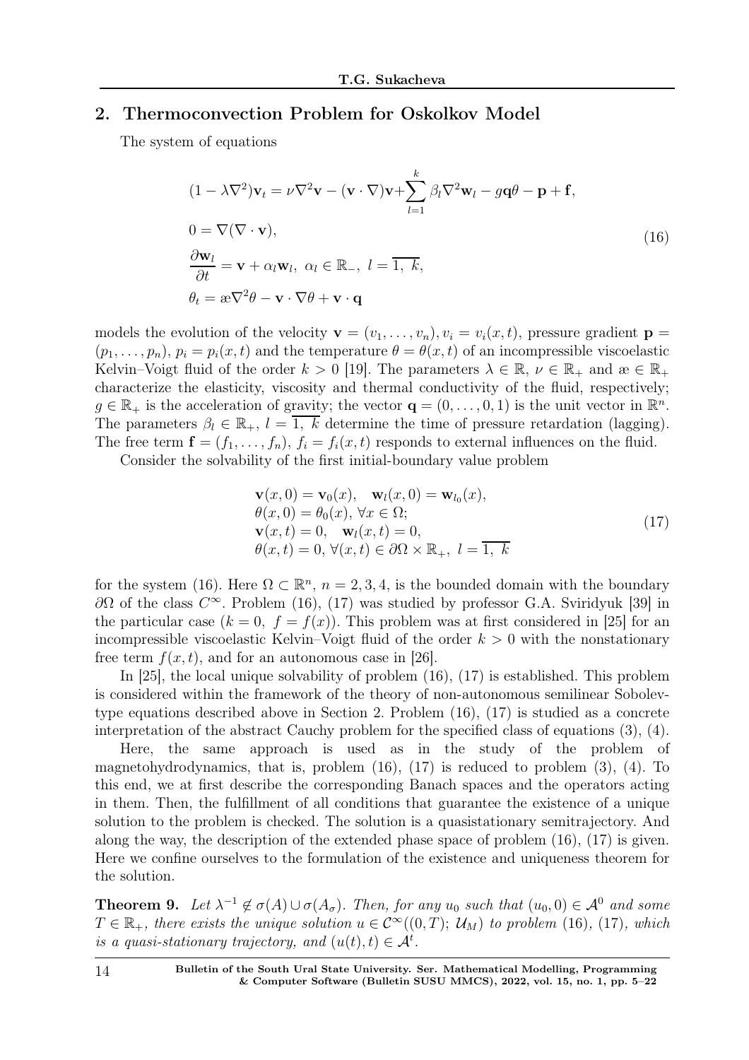## 2. Thermoconvection Problem for Oskolkov Model

The system of equations

$$
\begin{aligned}
&(1-\lambda\nabla^2)\mathbf{v}_t = \nu\nabla^2\mathbf{v} - (\mathbf{v}\cdot\nabla)\mathbf{v} + \sum_{l=1}^{k}\beta_l\nabla^2\mathbf{w}_l - g\mathbf{q}\theta - \mathbf{p} + \mathbf{f},\\
&0 = \nabla(\nabla\cdot\mathbf{v}),\\
&\frac{\partial \mathbf{w}_l}{\partial t} = \mathbf{v} + \alpha_l\mathbf{w}_l,\ \alpha_l \in \mathbb{R}_-,\ l=\overline{1,\ k},\\
&\theta_t = æ\nabla^2\theta - \mathbf{v}\cdot\nabla\theta + \mathbf{v}\cdot\mathbf{q}
\end{aligned}
\tag{16}
$$

models the evolution of the velocity $\mathbf{v} = (v_1,\ldots,v_n), v_i = v_i(x,t)$, pressure gradient $\mathbf{p} = (p_1,\ldots,p_n)$, $p_i = p_i(x,t)$ and the temperature $\theta = \theta(x,t)$ of an incompressible viscoelastic Kelvin–Voigt fluid of the order $k > 0$ [19]. The parameters $\lambda \in \mathbb{R}$, $\nu \in \mathbb{R}_+$ and $æ \in \mathbb{R}_+$ characterize the elasticity, viscosity and thermal conductivity of the fluid, respectively; $g \in \mathbb{R}_+$ is the acceleration of gravity; the vector $\mathbf{q} = (0,\ldots,0,1)$ is the unit vector in $\mathbb{R}^n$. The parameters $\beta_l \in \mathbb{R}_+$, $l = \overline{1,\ k}$ determine the time of pressure retardation (lagging). The free term $\mathbf{f} = (f_1,\ldots,f_n)$, $f_i = f_i(x,t)$ responds to external influences on the fluid.

Consider the solvability of the first initial-boundary value problem

$$
\begin{aligned}
&\mathbf{v}(x,0) = \mathbf{v}_0(x), \quad \mathbf{w}_l(x,0) = \mathbf{w}_{l_0}(x),\\
&\theta(x,0) = \theta_0(x),\ \forall x \in \Omega;\\
&\mathbf{v}(x,t) = 0, \quad \mathbf{w}_l(x,t) = 0,\\
&\theta(x,t) = 0,\ \forall (x,t) \in \partial\Omega\times\mathbb{R}_+,\ l = \overline{1,\ k}
\end{aligned}
\tag{17}
$$

for the system (16). Here $\Omega \subset \mathbb{R}^n$, $n = 2,3,4$, is the bounded domain with the boundary $\partial\Omega$ of the class $C^\infty$. Problem (16), (17) was studied by professor G.A. Sviridyuk [39] in the particular case ($k = 0,\ f = f(x)$). This problem was at first considered in [25] for an incompressible viscoelastic Kelvin–Voigt fluid of the order $k > 0$ with the nonstationary free term $f(x,t)$, and for an autonomous case in [26].

In [25], the local unique solvability of problem (16), (17) is established. This problem is considered within the framework of the theory of non-autonomous semilinear Sobolev-type equations described above in Section 2. Problem (16), (17) is studied as a concrete interpretation of the abstract Cauchy problem for the specified class of equations (3), (4).

Here, the same approach is used as in the study of the problem of magnetohydrodynamics, that is, problem (16), (17) is reduced to problem (3), (4). To this end, we at first describe the corresponding Banach spaces and the operators acting in them. Then, the fulfillment of all conditions that guarantee the existence of a unique solution to the problem is checked. The solution is a quasistationary semitrajectory. And along the way, the description of the extended phase space of problem (16), (17) is given. Here we confine ourselves to the formulation of the existence and uniqueness theorem for the solution.

**Theorem 9.** *Let $\lambda^{-1} \notin \sigma(A)\cup\sigma(A_\sigma)$. Then, for any $u_0$ such that $(u_0,0) \in \mathcal{A}^0$ and some $T \in \mathbb{R}_+$, there exists the unique solution $u \in \mathcal{C}^\infty((0,T);\ \mathcal{U}_M)$ to problem* (16), (17)*, which is a quasi-stationary trajectory, and $(u(t),t) \in \mathcal{A}^t$.*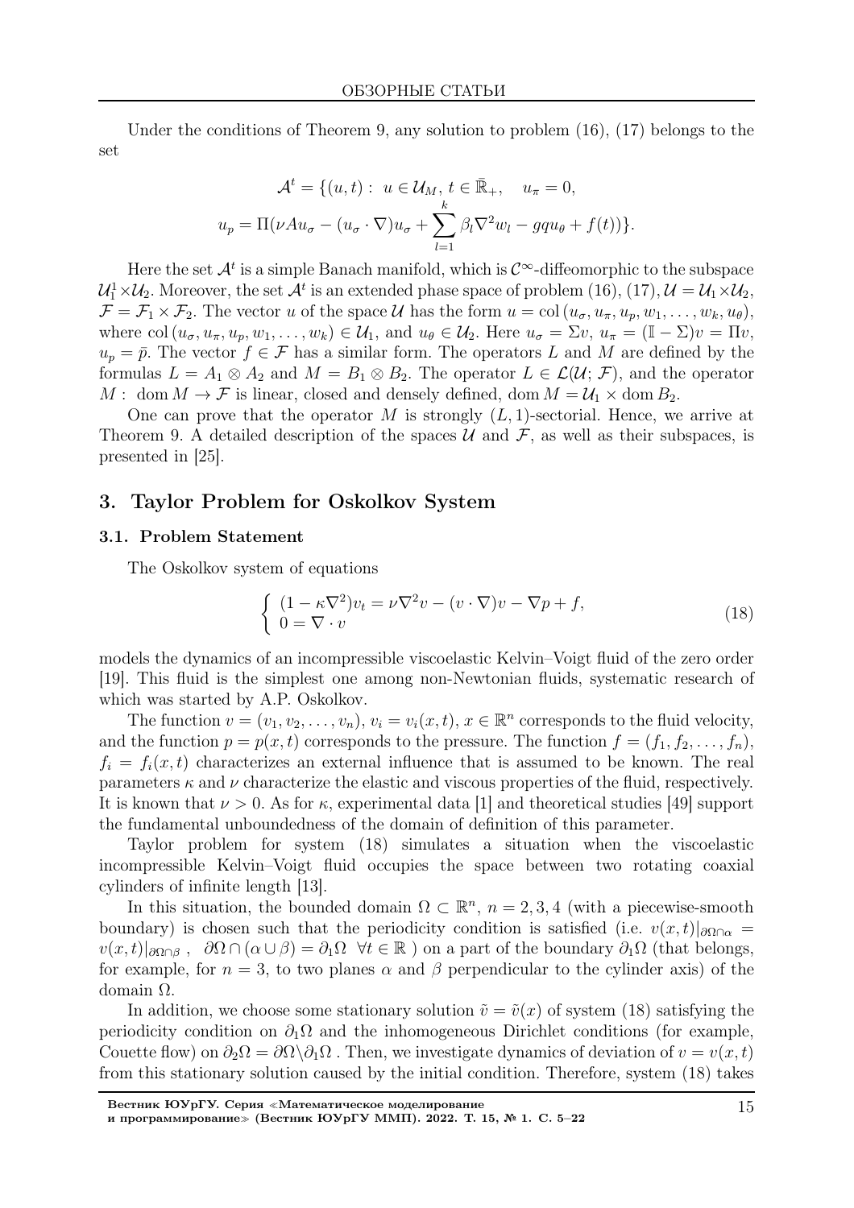Under the conditions of Theorem 9, any solution to problem (16), (17) belongs to the set

$$\mathcal{A}^t = \{(u,t): \ u \in \mathcal{U}_M, \ t \in \bar{\mathbb{R}}_+, \quad u_\pi = 0,$$
$$u_p = \Pi(\nu A u_\sigma - (u_\sigma \cdot \nabla) u_\sigma + \sum_{l=1}^{k} \beta_l \nabla^2 w_l - gq u_\theta + f(t))\}.$$

Here the set $\mathcal{A}^t$ is a simple Banach manifold, which is $\mathcal{C}^\infty$-diffeomorphic to the subspace $\mathcal{U}_1^1 \times \mathcal{U}_2$. Moreover, the set $\mathcal{A}^t$ is an extended phase space of problem (16), (17), $\mathcal{U} = \mathcal{U}_1 \times \mathcal{U}_2$, $\mathcal{F} = \mathcal{F}_1 \times \mathcal{F}_2$. The vector $u$ of the space $\mathcal{U}$ has the form $u = \operatorname{col}(u_\sigma, u_\pi, u_p, w_1, \ldots, w_k, u_\theta)$, where $\operatorname{col}(u_\sigma, u_\pi, u_p, w_1, \ldots, w_k) \in \mathcal{U}_1$, and $u_\theta \in \mathcal{U}_2$. Here $u_\sigma = \Sigma v$, $u_\pi = (\mathbb{I} - \Sigma)v = \Pi v$, $u_p = \bar{p}$. The vector $f \in \mathcal{F}$ has a similar form. The operators $L$ and $M$ are defined by the formulas $L = A_1 \otimes A_2$ and $M = B_1 \otimes B_2$. The operator $L \in \mathcal{L}(\mathcal{U}; \mathcal{F})$, and the operator $M: \ \operatorname{dom} M \to \mathcal{F}$ is linear, closed and densely defined, $\operatorname{dom} M = \mathcal{U}_1 \times \operatorname{dom} B_2$.

One can prove that the operator $M$ is strongly $(L,1)$-sectorial. Hence, we arrive at Theorem 9. A detailed description of the spaces $\mathcal{U}$ and $\mathcal{F}$, as well as their subspaces, is presented in [25].

## 3. Taylor Problem for Oskolkov System

### 3.1. Problem Statement

The Oskolkov system of equations

$$\left\{ \begin{array}{l} (1 - \kappa \nabla^2) v_t = \nu \nabla^2 v - (v \cdot \nabla) v - \nabla p + f, \\ 0 = \nabla \cdot v \end{array} \right. \tag{18}$$

models the dynamics of an incompressible viscoelastic Kelvin–Voigt fluid of the zero order [19]. This fluid is the simplest one among non-Newtonian fluids, systematic research of which was started by A.P. Oskolkov.

The function $v = (v_1, v_2, \ldots, v_n)$, $v_i = v_i(x,t)$, $x \in \mathbb{R}^n$ corresponds to the fluid velocity, and the function $p = p(x,t)$ corresponds to the pressure. The function $f = (f_1, f_2, \ldots, f_n)$, $f_i = f_i(x,t)$ characterizes an external influence that is assumed to be known. The real parameters $\kappa$ and $\nu$ characterize the elastic and viscous properties of the fluid, respectively. It is known that $\nu > 0$. As for $\kappa$, experimental data [1] and theoretical studies [49] support the fundamental unboundedness of the domain of definition of this parameter.

Taylor problem for system (18) simulates a situation when the viscoelastic incompressible Kelvin–Voigt fluid occupies the space between two rotating coaxial cylinders of infinite length [13].

In this situation, the bounded domain $\Omega \subset \mathbb{R}^n$, $n = 2,3,4$ (with a piecewise-smooth boundary) is chosen such that the periodicity condition is satisfied (i.e. $v(x,t)|_{\partial\Omega \cap \alpha} = v(x,t)|_{\partial\Omega \cap \beta}$, $\ \partial\Omega \cap (\alpha \cup \beta) = \partial_1 \Omega \ \ \forall t \in \mathbb{R}$ ) on a part of the boundary $\partial_1 \Omega$ (that belongs, for example, for $n = 3$, to two planes $\alpha$ and $\beta$ perpendicular to the cylinder axis) of the domain $\Omega$.

In addition, we choose some stationary solution $\tilde{v} = \tilde{v}(x)$ of system (18) satisfying the periodicity condition on $\partial_1 \Omega$ and the inhomogeneous Dirichlet conditions (for example, Couette flow) on $\partial_2 \Omega = \partial\Omega \backslash \partial_1 \Omega$ . Then, we investigate dynamics of deviation of $v = v(x,t)$ from this stationary solution caused by the initial condition. Therefore, system (18) takes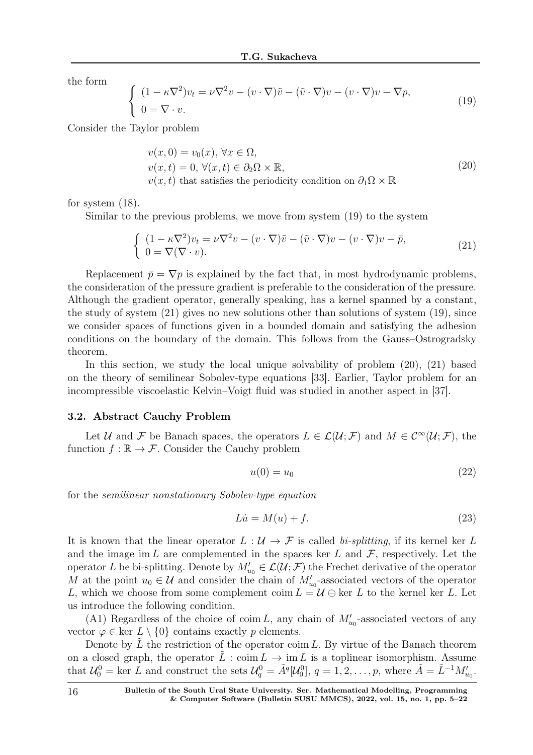the form

$$
\begin{cases} (1-\kappa\nabla^2)v_t = \nu\nabla^2 v - (v\cdot\nabla)\tilde{v} - (\tilde{v}\cdot\nabla)v - (v\cdot\nabla)v - \nabla p, \\ 0 = \nabla\cdot v. \end{cases} \tag{19}
$$

Consider the Taylor problem

$$
\begin{aligned}
&v(x,0) = v_0(x),\ \forall x\in\Omega, \\
&v(x,t) = 0,\ \forall (x,t)\in\partial_2\Omega\times\mathbb{R}, \\
&v(x,t) \text{ that satisfies the periodicity condition on } \partial_1\Omega\times\mathbb{R}
\end{aligned} \tag{20}
$$

for system (18).

Similar to the previous problems, we move from system (19) to the system

$$
\begin{cases} (1-\kappa\nabla^2)v_t = \nu\nabla^2 v - (v\cdot\nabla)\tilde{v} - (\tilde{v}\cdot\nabla)v - (v\cdot\nabla)v - \bar{p}, \\ 0 = \nabla(\nabla\cdot v). \end{cases} \tag{21}
$$

Replacement $\bar{p} = \nabla p$ is explained by the fact that, in most hydrodynamic problems, the consideration of the pressure gradient is preferable to the consideration of the pressure. Although the gradient operator, generally speaking, has a kernel spanned by a constant, the study of system (21) gives no new solutions other than solutions of system (19), since we consider spaces of functions given in a bounded domain and satisfying the adhesion conditions on the boundary of the domain. This follows from the Gauss–Ostrogradsky theorem.

In this section, we study the local unique solvability of problem (20), (21) based on the theory of semilinear Sobolev-type equations [33]. Earlier, Taylor problem for an incompressible viscoelastic Kelvin–Voigt fluid was studied in another aspect in [37].

### 3.2. Abstract Cauchy Problem

Let $\mathcal{U}$ and $\mathcal{F}$ be Banach spaces, the operators $L\in\mathcal{L}(\mathcal{U};\mathcal{F})$ and $M\in\mathcal{C}^\infty(\mathcal{U};\mathcal{F})$, the function $f:\mathbb{R}\to\mathcal{F}$. Consider the Cauchy problem

$$
u(0) = u_0 \tag{22}
$$

for the *semilinear nonstationary Sobolev-type equation*

$$
L\dot{u} = M(u) + f. \tag{23}
$$

It is known that the linear operator $L:\mathcal{U}\to\mathcal{F}$ is called *bi-splitting*, if its kernel $\ker L$ and the image $\operatorname{im} L$ are complemented in the spaces $\ker L$ and $\mathcal{F}$, respectively. Let the operator $L$ be bi-splitting. Denote by $M'_{u_0}\in\mathcal{L}(\mathcal{U};\mathcal{F})$ the Frechet derivative of the operator $M$ at the point $u_0\in\mathcal{U}$ and consider the chain of $M'_{u_0}$-associated vectors of the operator $L$, which we choose from some complement $\operatorname{coim} L = \mathcal{U}\ominus\ker L$ to the kernel $\ker L$. Let us introduce the following condition.

(A1) Regardless of the choice of $\operatorname{coim} L$, any chain of $M'_{u_0}$-associated vectors of any vector $\varphi\in\ker L\setminus\{0\}$ contains exactly $p$ elements.

Denote by $\tilde{L}$ the restriction of the operator $\operatorname{coim} L$. By virtue of the Banach theorem on a closed graph, the operator $\tilde{L}:\operatorname{coim} L\to\operatorname{im} L$ is a toplinear isomorphism. Assume that $\mathcal{U}_0^0 = \ker L$ and construct the sets $\mathcal{U}_q^0 = \tilde{A}^q[\mathcal{U}_0^0]$, $q=1,2,\ldots,p$, where $\tilde{A} = \tilde{L}^{-1}M'_{u_0}$.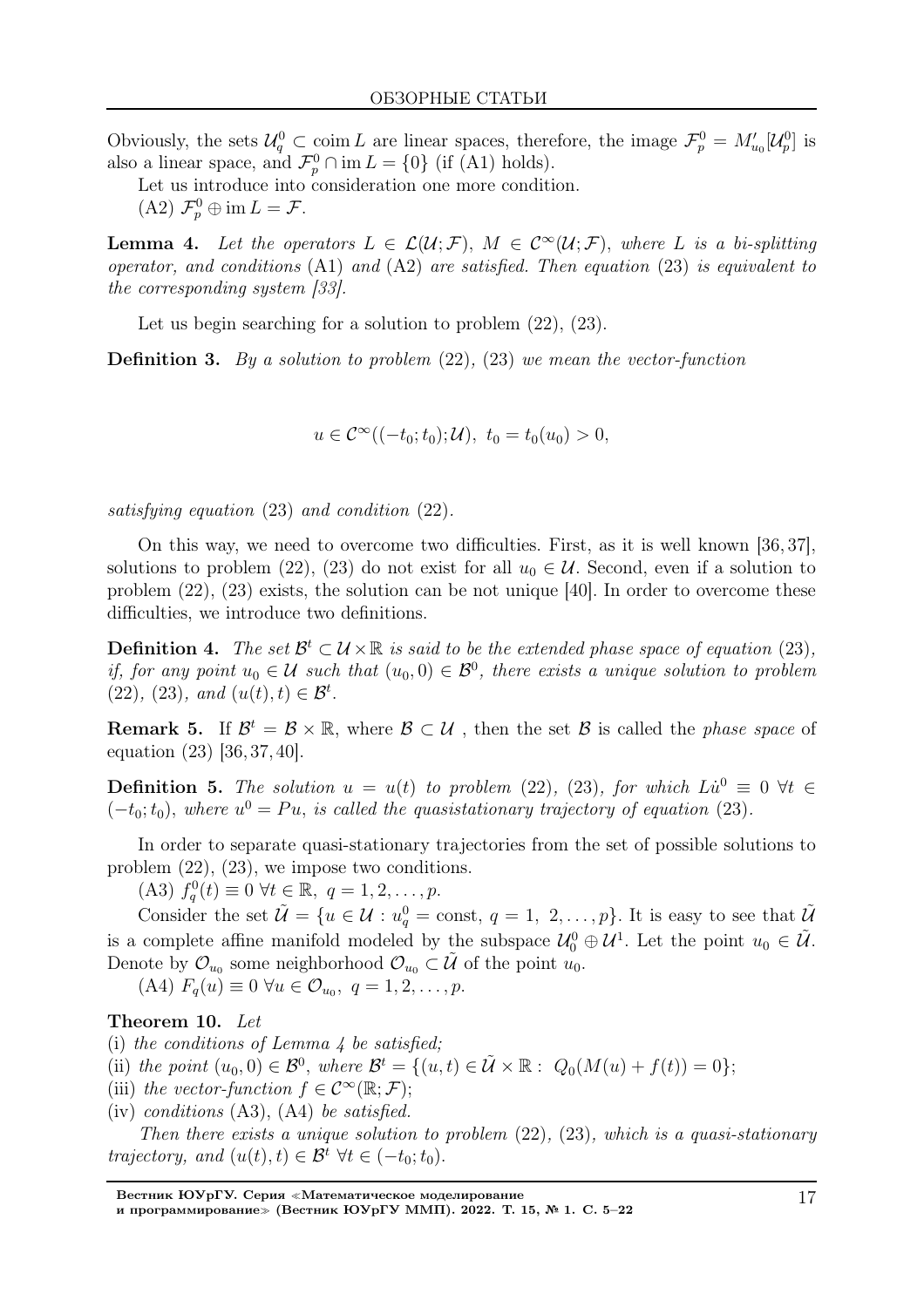Obviously, the sets $\mathcal{U}_q^0 \subset \operatorname{coim} L$ are linear spaces, therefore, the image $\mathcal{F}_p^0 = M'_{u_0}[\mathcal{U}_p^0]$ is also a linear space, and $\mathcal{F}_p^0 \cap \operatorname{im} L = \{0\}$ (if (A1) holds).

Let us introduce into consideration one more condition.

(A2) $\mathcal{F}_p^0 \oplus \operatorname{im} L = \mathcal{F}$.

**Lemma 4.** *Let the operators $L \in \mathcal{L}(\mathcal{U};\mathcal{F})$, $M \in \mathcal{C}^\infty(\mathcal{U};\mathcal{F})$, where $L$ is a bi-splitting operator, and conditions* (A1) *and* (A2) *are satisfied. Then equation* (23) *is equivalent to the corresponding system [33].*

Let us begin searching for a solution to problem (22), (23).

**Definition 3.** *By a solution to problem* (22), (23) *we mean the vector-function*

$$u \in \mathcal{C}^\infty((-t_0;t_0);\mathcal{U}),\ t_0 = t_0(u_0) > 0,$$

*satisfying equation* (23) *and condition* (22).

On this way, we need to overcome two difficulties. First, as it is well known [36, 37], solutions to problem (22), (23) do not exist for all $u_0 \in \mathcal{U}$. Second, even if a solution to problem (22), (23) exists, the solution can be not unique [40]. In order to overcome these difficulties, we introduce two definitions.

**Definition 4.** *The set $\mathcal{B}^t \subset \mathcal{U}\times\mathbb{R}$ is said to be the extended phase space of equation* (23), *if, for any point $u_0 \in \mathcal{U}$ such that $(u_0, 0) \in \mathcal{B}^0$, there exists a unique solution to problem* (22), (23), *and $(u(t), t) \in \mathcal{B}^t$.*

**Remark 5.** If $\mathcal{B}^t = \mathcal{B}\times\mathbb{R}$, where $\mathcal{B} \subset \mathcal{U}$ , then the set $\mathcal{B}$ is called the *phase space* of equation (23) [36, 37, 40].

**Definition 5.** *The solution $u = u(t)$ to problem* (22), (23), *for which $L\dot{u}^0 \equiv 0$ $\forall t \in (-t_0;t_0)$, where $u^0 = Pu$, is called the quasistationary trajectory of equation* (23).

In order to separate quasi-stationary trajectories from the set of possible solutions to problem (22), (23), we impose two conditions.

(A3) $f_q^0(t) \equiv 0$ $\forall t \in \mathbb{R},\ q = 1, 2, \ldots, p$.

Consider the set $\tilde{\mathcal{U}} = \{u \in \mathcal{U} : u_q^0 = \text{const},\ q = 1,\ 2, \ldots, p\}$. It is easy to see that $\tilde{\mathcal{U}}$ is a complete affine manifold modeled by the subspace $\mathcal{U}_0^0 \oplus \mathcal{U}^1$. Let the point $u_0 \in \tilde{\mathcal{U}}$. Denote by $\mathcal{O}_{u_0}$ some neighborhood $\mathcal{O}_{u_0} \subset \tilde{\mathcal{U}}$ of the point $u_0$.

(A4) $F_q(u) \equiv 0$ $\forall u \in \mathcal{O}_{u_0},\ q = 1, 2, \ldots, p$.

**Theorem 10.** *Let*

(i) *the conditions of Lemma 4 be satisfied;*

(ii) *the point $(u_0, 0) \in \mathcal{B}^0$, where $\mathcal{B}^t = \{(u, t) \in \tilde{\mathcal{U}}\times\mathbb{R} :\ Q_0(M(u) + f(t)) = 0\}$;*

(iii) *the vector-function $f \in \mathcal{C}^\infty(\mathbb{R};\mathcal{F})$;*

(iv) *conditions* (A3), (A4) *be satisfied.*

*Then there exists a unique solution to problem* (22), (23), *which is a quasi-stationary trajectory, and $(u(t), t) \in \mathcal{B}^t$ $\forall t \in (-t_0;t_0)$.*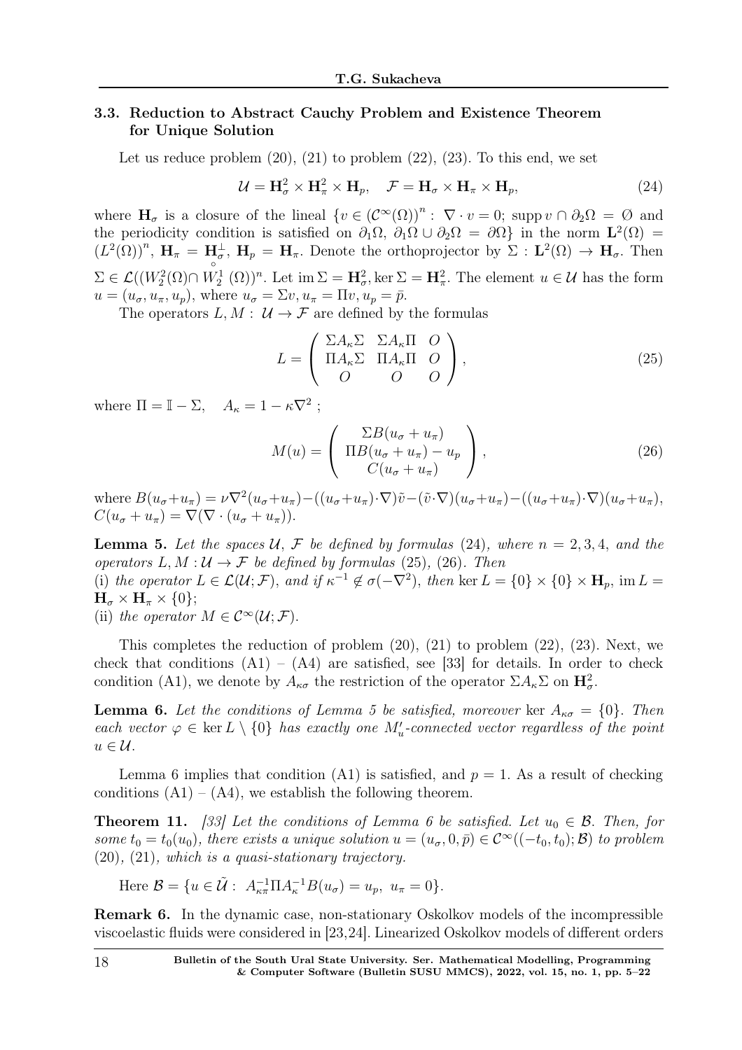### 3.3. Reduction to Abstract Cauchy Problem and Existence Theorem for Unique Solution

Let us reduce problem (20), (21) to problem (22), (23). To this end, we set

$$\mathcal{U} = \mathbf{H}^2_\sigma \times \mathbf{H}^2_\pi \times \mathbf{H}_p, \quad \mathcal{F} = \mathbf{H}_\sigma \times \mathbf{H}_\pi \times \mathbf{H}_p, \tag{24}$$

where $\mathbf{H}_\sigma$ is a closure of the lineal $\{v \in (\mathcal{C}^\infty(\Omega))^n : \nabla \cdot v = 0;\ \operatorname{supp} v \cap \partial_2\Omega = \emptyset$ and the periodicity condition is satisfied on $\partial_1\Omega,\ \partial_1\Omega \cup \partial_2\Omega = \partial\Omega\}$ in the norm $\mathbf{L}^2(\Omega) = (L^2(\Omega))^n$, $\mathbf{H}_\pi = \mathbf{H}_\sigma^\perp$, $\mathbf{H}_p = \mathbf{H}_\pi$. Denote the orthoprojector by $\Sigma : \mathbf{L}^2(\Omega) \to \mathbf{H}_\sigma$. Then $\Sigma \in \mathcal{L}((W_2^2(\Omega) \cap \overset{\circ}{W}{}_2^1(\Omega))^n$. Let $\operatorname{im}\Sigma = \mathbf{H}^2_\sigma, \ker\Sigma = \mathbf{H}^2_\pi$. The element $u \in \mathcal{U}$ has the form $u = (u_\sigma, u_\pi, u_p)$, where $u_\sigma = \Sigma v, u_\pi = \Pi v, u_p = \bar{p}$.

The operators $L, M : \mathcal{U} \to \mathcal{F}$ are defined by the formulas

$$L = \begin{pmatrix} \Sigma A_\kappa \Sigma & \Sigma A_\kappa \Pi & O \\ \Pi A_\kappa \Sigma & \Pi A_\kappa \Pi & O \\ O & O & O \end{pmatrix}, \tag{25}$$

where $\Pi = \mathbb{I} - \Sigma, \quad A_\kappa = 1 - \kappa\nabla^2$ ;

$$M(u) = \begin{pmatrix} \Sigma B(u_\sigma + u_\pi) \\ \Pi B(u_\sigma + u_\pi) - u_p \\ C(u_\sigma + u_\pi) \end{pmatrix}, \tag{26}$$

where $B(u_\sigma+u_\pi) = \nu\nabla^2(u_\sigma+u_\pi) - ((u_\sigma+u_\pi)\cdot\nabla)\tilde{v} - (\tilde{v}\cdot\nabla)(u_\sigma+u_\pi) - ((u_\sigma+u_\pi)\cdot\nabla)(u_\sigma+u_\pi)$, $C(u_\sigma + u_\pi) = \nabla(\nabla \cdot (u_\sigma + u_\pi))$.

**Lemma 5.** *Let the spaces $\mathcal{U}$, $\mathcal{F}$ be defined by formulas* (24)*, where $n = 2, 3, 4$, and the operators $L, M : \mathcal{U} \to \mathcal{F}$ be defined by formulas* (25), (26)*. Then*
(i) *the operator $L \in \mathcal{L}(\mathcal{U}; \mathcal{F})$, and if $\kappa^{-1} \notin \sigma(-\nabla^2)$, then $\ker L = \{0\} \times \{0\} \times \mathbf{H}_p$, $\operatorname{im} L = \mathbf{H}_\sigma \times \mathbf{H}_\pi \times \{0\}$;*
(ii) *the operator $M \in \mathcal{C}^\infty(\mathcal{U}; \mathcal{F})$.*

This completes the reduction of problem (20), (21) to problem (22), (23). Next, we check that conditions (A1) – (A4) are satisfied, see [33] for details. In order to check condition (A1), we denote by $A_{\kappa\sigma}$ the restriction of the operator $\Sigma A_\kappa \Sigma$ on $\mathbf{H}^2_\sigma$.

**Lemma 6.** *Let the conditions of Lemma 5 be satisfied, moreover $\ker A_{\kappa\sigma} = \{0\}$. Then each vector $\varphi \in \ker L \setminus \{0\}$ has exactly one $M'_u$-connected vector regardless of the point $u \in \mathcal{U}$.*

Lemma 6 implies that condition (A1) is satisfied, and $p = 1$. As a result of checking conditions (A1) – (A4), we establish the following theorem.

**Theorem 11.** *[33] Let the conditions of Lemma 6 be satisfied. Let $u_0 \in \mathcal{B}$. Then, for some $t_0 = t_0(u_0)$, there exists a unique solution $u = (u_\sigma, 0, \bar{p}) \in \mathcal{C}^\infty((-t_0, t_0); \mathcal{B})$ to problem* (20), (21)*, which is a quasi-stationary trajectory.*

Here $\mathcal{B} = \{u \in \tilde{\mathcal{U}} : \ A^{-1}_{\kappa\pi}\Pi A^{-1}_\kappa B(u_\sigma) = u_p,\ u_\pi = 0\}$.

**Remark 6.** In the dynamic case, non-stationary Oskolkov models of the incompressible viscoelastic fluids were considered in [23,24]. Linearized Oskolkov models of different orders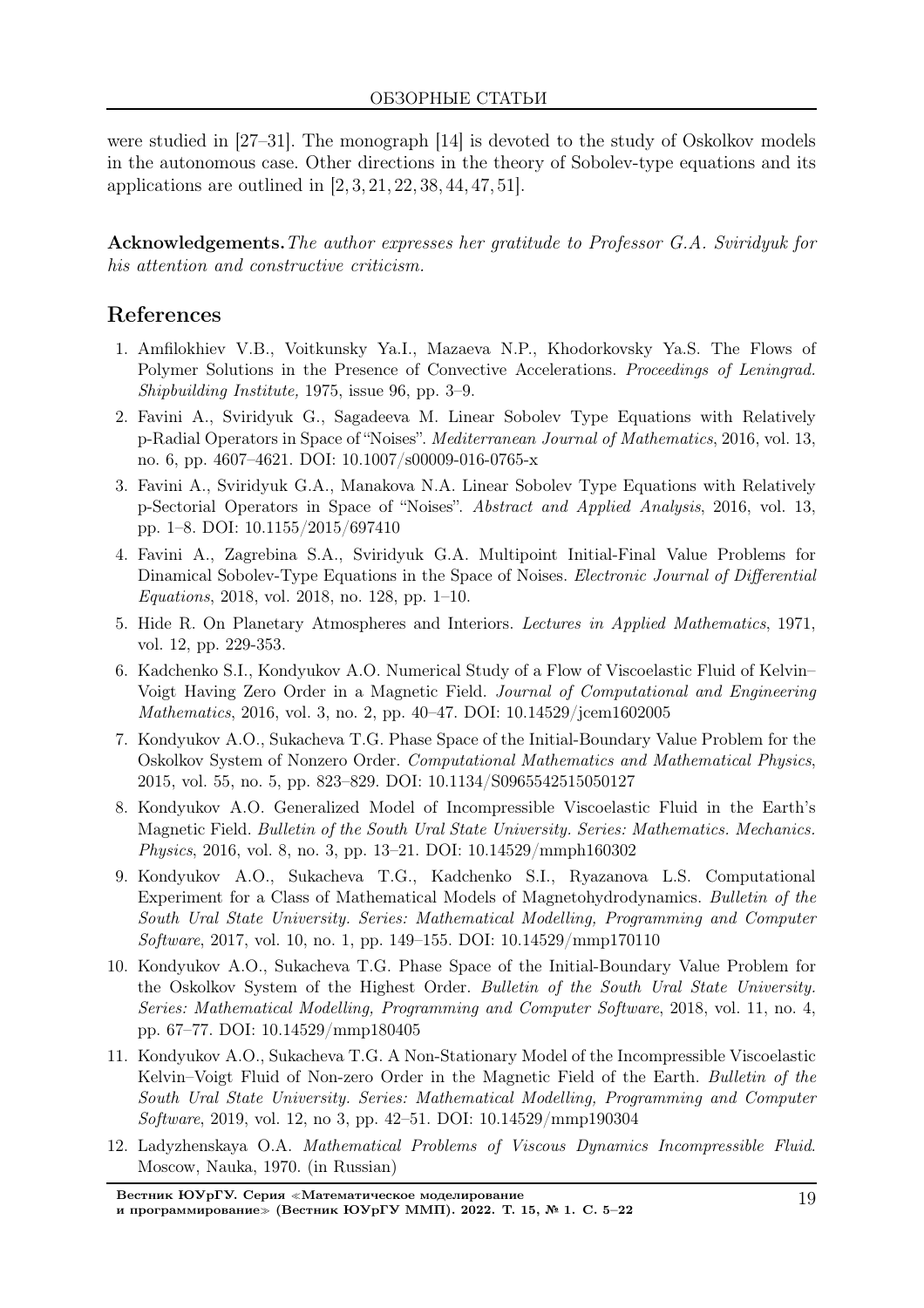were studied in [27–31]. The monograph [14] is devoted to the study of Oskolkov models in the autonomous case. Other directions in the theory of Sobolev-type equations and its applications are outlined in [2, 3, 21, 22, 38, 44, 47, 51].

**Acknowledgements.** *The author expresses her gratitude to Professor G.A. Sviridyuk for his attention and constructive criticism.*

## References

1. Amfilokhiev V.B., Voitkunsky Ya.I., Mazaeva N.P., Khodorkovsky Ya.S. The Flows of Polymer Solutions in the Presence of Convective Accelerations. *Proceedings of Leningrad. Shipbuilding Institute,* 1975, issue 96, pp. 3–9.
2. Favini A., Sviridyuk G., Sagadeeva M. Linear Sobolev Type Equations with Relatively p-Radial Operators in Space of "Noises". *Mediterranean Journal of Mathematics*, 2016, vol. 13, no. 6, pp. 4607–4621. DOI: 10.1007/s00009-016-0765-x
3. Favini A., Sviridyuk G.A., Manakova N.A. Linear Sobolev Type Equations with Relatively p-Sectorial Operators in Space of "Noises". *Abstract and Applied Analysis*, 2016, vol. 13, pp. 1–8. DOI: 10.1155/2015/697410
4. Favini A., Zagrebina S.A., Sviridyuk G.A. Multipoint Initial-Final Value Problems for Dinamical Sobolev-Type Equations in the Space of Noises. *Electronic Journal of Differential Equations*, 2018, vol. 2018, no. 128, pp. 1–10.
5. Hide R. On Planetary Atmospheres and Interiors. *Lectures in Applied Mathematics*, 1971, vol. 12, pp. 229-353.
6. Kadchenko S.I., Kondyukov A.O. Numerical Study of a Flow of Viscoelastic Fluid of Kelvin–Voigt Having Zero Order in a Magnetic Field. *Journal of Computational and Engineering Mathematics*, 2016, vol. 3, no. 2, pp. 40–47. DOI: 10.14529/jcem1602005
7. Kondyukov A.O., Sukacheva T.G. Phase Space of the Initial-Boundary Value Problem for the Oskolkov System of Nonzero Order. *Computational Mathematics and Mathematical Physics*, 2015, vol. 55, no. 5, pp. 823–829. DOI: 10.1134/S0965542515050127
8. Kondyukov A.O. Generalized Model of Incompressible Viscoelastic Fluid in the Earth's Magnetic Field. *Bulletin of the South Ural State University. Series: Mathematics. Mechanics. Physics*, 2016, vol. 8, no. 3, pp. 13–21. DOI: 10.14529/mmph160302
9. Kondyukov A.O., Sukacheva T.G., Kadchenko S.I., Ryazanova L.S. Computational Experiment for a Class of Mathematical Models of Magnetohydrodynamics. *Bulletin of the South Ural State University. Series: Mathematical Modelling, Programming and Computer Software*, 2017, vol. 10, no. 1, pp. 149–155. DOI: 10.14529/mmp170110
10. Kondyukov A.O., Sukacheva T.G. Phase Space of the Initial-Boundary Value Problem for the Oskolkov System of the Highest Order. *Bulletin of the South Ural State University. Series: Mathematical Modelling, Programming and Computer Software*, 2018, vol. 11, no. 4, pp. 67–77. DOI: 10.14529/mmp180405
11. Kondyukov A.O., Sukacheva T.G. A Non-Stationary Model of the Incompressible Viscoelastic Kelvin–Voigt Fluid of Non-zero Order in the Magnetic Field of the Earth. *Bulletin of the South Ural State University. Series: Mathematical Modelling, Programming and Computer Software*, 2019, vol. 12, no 3, pp. 42–51. DOI: 10.14529/mmp190304
12. Ladyzhenskaya O.A. *Mathematical Problems of Viscous Dynamics Incompressible Fluid*. Moscow, Nauka, 1970. (in Russian)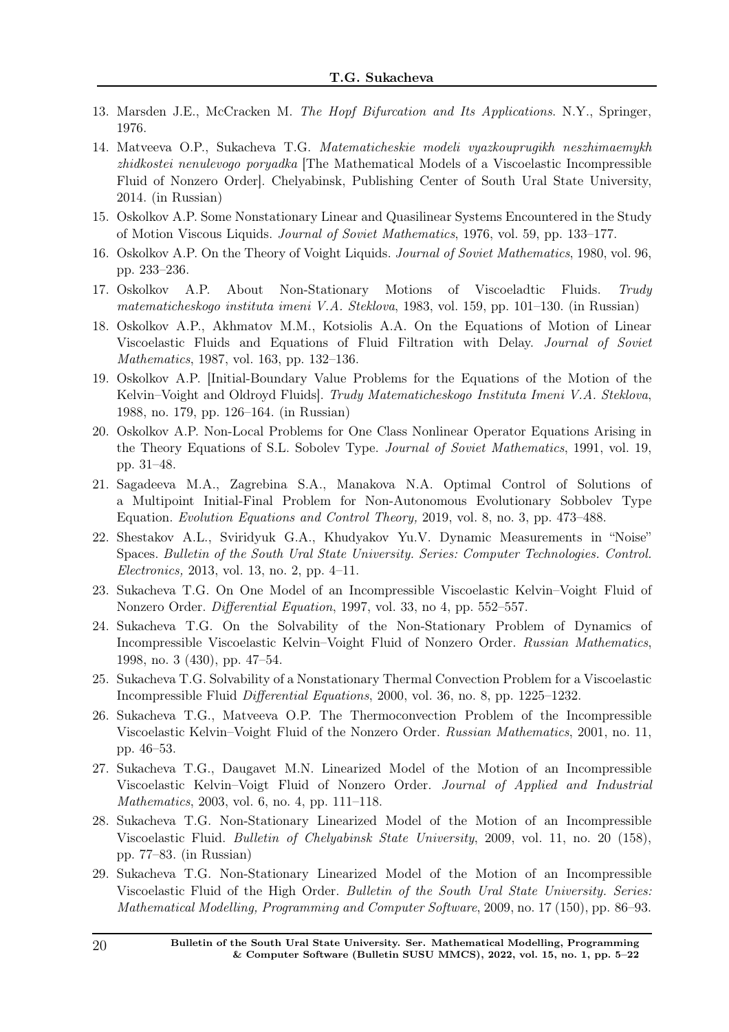13. Marsden J.E., McCracken M. *The Hopf Bifurcation and Its Applications*. N.Y., Springer, 1976.
14. Matveeva O.P., Sukacheva T.G. *Matematicheskie modeli vyazkouprugikh neszhimaemykh zhidkostei nenulevogo poryadka* [The Mathematical Models of a Viscoelastic Incompressible Fluid of Nonzero Order]. Chelyabinsk, Publishing Center of South Ural State University, 2014. (in Russian)
15. Oskolkov A.P. Some Nonstationary Linear and Quasilinear Systems Encountered in the Study of Motion Viscous Liquids. *Journal of Soviet Mathematics*, 1976, vol. 59, pp. 133–177.
16. Oskolkov A.P. On the Theory of Voight Liquids. *Journal of Soviet Mathematics*, 1980, vol. 96, pp. 233–236.
17. Oskolkov A.P. About Non-Stationary Motions of Viscoeladtic Fluids. *Trudy matematicheskogo instituta imeni V.A. Steklova*, 1983, vol. 159, pp. 101–130. (in Russian)
18. Oskolkov A.P., Akhmatov M.M., Kotsiolis A.A. On the Equations of Motion of Linear Viscoelastic Fluids and Equations of Fluid Filtration with Delay. *Journal of Soviet Mathematics*, 1987, vol. 163, pp. 132–136.
19. Oskolkov A.P. [Initial-Boundary Value Problems for the Equations of the Motion of the Kelvin–Voight and Oldroyd Fluids]. *Trudy Matematicheskogo Instituta Imeni V.A. Steklova*, 1988, no. 179, pp. 126–164. (in Russian)
20. Oskolkov A.P. Non-Local Problems for One Class Nonlinear Operator Equations Arising in the Theory Equations of S.L. Sobolev Type. *Journal of Soviet Mathematics*, 1991, vol. 19, pp. 31–48.
21. Sagadeeva M.A., Zagrebina S.A., Manakova N.A. Optimal Control of Solutions of a Multipoint Initial-Final Problem for Non-Autonomous Evolutionary Sobbolev Type Equation. *Evolution Equations and Control Theory,* 2019, vol. 8, no. 3, pp. 473–488.
22. Shestakov A.L., Sviridyuk G.A., Khudyakov Yu.V. Dynamic Measurements in "Noise" Spaces. *Bulletin of the South Ural State University. Series: Computer Technologies. Control. Electronics,* 2013, vol. 13, no. 2, pp. 4–11.
23. Sukacheva T.G. On One Model of an Incompressible Viscoelastic Kelvin–Voight Fluid of Nonzero Order. *Differential Equation*, 1997, vol. 33, no 4, pp. 552–557.
24. Sukacheva T.G. On the Solvability of the Non-Stationary Problem of Dynamics of Incompressible Viscoelastic Kelvin–Voight Fluid of Nonzero Order. *Russian Mathematics*, 1998, no. 3 (430), pp. 47–54.
25. Sukacheva T.G. Solvability of a Nonstationary Thermal Convection Problem for a Viscoelastic Incompressible Fluid *Differential Equations*, 2000, vol. 36, no. 8, pp. 1225–1232.
26. Sukacheva T.G., Matveeva O.P. The Thermoconvection Problem of the Incompressible Viscoelastic Kelvin–Voight Fluid of the Nonzero Order. *Russian Mathematics*, 2001, no. 11, pp. 46–53.
27. Sukacheva T.G., Daugavet M.N. Linearized Model of the Motion of an Incompressible Viscoelastic Kelvin–Voigt Fluid of Nonzero Order. *Journal of Applied and Industrial Mathematics*, 2003, vol. 6, no. 4, pp. 111–118.
28. Sukacheva T.G. Non-Stationary Linearized Model of the Motion of an Incompressible Viscoelastic Fluid. *Bulletin of Chelyabinsk State University*, 2009, vol. 11, no. 20 (158), pp. 77–83. (in Russian)
29. Sukacheva T.G. Non-Stationary Linearized Model of the Motion of an Incompressible Viscoelastic Fluid of the High Order. *Bulletin of the South Ural State University. Series: Mathematical Modelling, Programming and Computer Software*, 2009, no. 17 (150), pp. 86–93.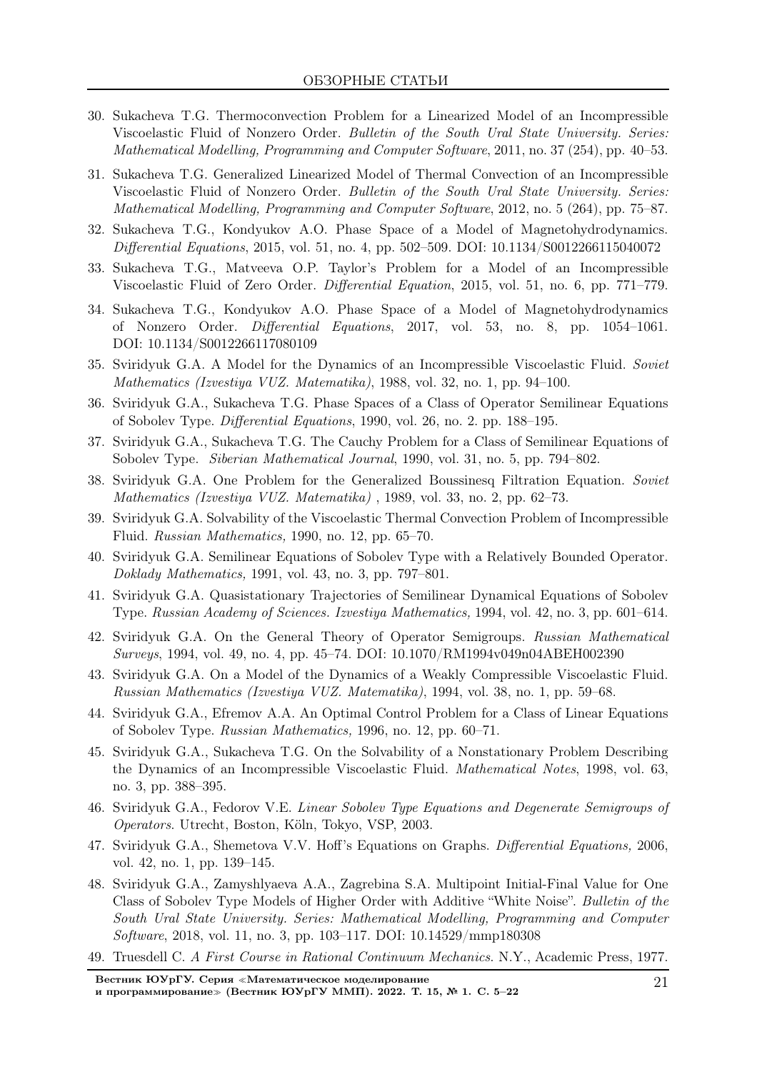30. Sukacheva T.G. Thermoconvection Problem for a Linearized Model of an Incompressible Viscoelastic Fluid of Nonzero Order. *Bulletin of the South Ural State University. Series: Mathematical Modelling, Programming and Computer Software*, 2011, no. 37 (254), pp. 40–53.
31. Sukacheva T.G. Generalized Linearized Model of Thermal Convection of an Incompressible Viscoelastic Fluid of Nonzero Order. *Bulletin of the South Ural State University. Series: Mathematical Modelling, Programming and Computer Software*, 2012, no. 5 (264), pp. 75–87.
32. Sukacheva T.G., Kondyukov A.O. Phase Space of a Model of Magnetohydrodynamics. *Differential Equations*, 2015, vol. 51, no. 4, pp. 502–509. DOI: 10.1134/S0012266115040072
33. Sukacheva T.G., Matveeva O.P. Taylor's Problem for a Model of an Incompressible Viscoelastic Fluid of Zero Order. *Differential Equation*, 2015, vol. 51, no. 6, pp. 771–779.
34. Sukacheva T.G., Kondyukov A.O. Phase Space of a Model of Magnetohydrodynamics of Nonzero Order. *Differential Equations*, 2017, vol. 53, no. 8, pp. 1054–1061. DOI: 10.1134/S0012266117080109
35. Sviridyuk G.A. A Model for the Dynamics of an Incompressible Viscoelastic Fluid. *Soviet Mathematics (Izvestiya VUZ. Matematika)*, 1988, vol. 32, no. 1, pp. 94–100.
36. Sviridyuk G.A., Sukacheva T.G. Phase Spaces of a Class of Operator Semilinear Equations of Sobolev Type. *Differential Equations*, 1990, vol. 26, no. 2. pp. 188–195.
37. Sviridyuk G.A., Sukacheva T.G. The Cauchy Problem for a Class of Semilinear Equations of Sobolev Type. *Siberian Mathematical Journal*, 1990, vol. 31, no. 5, pp. 794–802.
38. Sviridyuk G.A. One Problem for the Generalized Boussinesq Filtration Equation. *Soviet Mathematics (Izvestiya VUZ. Matematika)* , 1989, vol. 33, no. 2, pp. 62–73.
39. Sviridyuk G.A. Solvability of the Viscoelastic Thermal Convection Problem of Incompressible Fluid. *Russian Mathematics,* 1990, no. 12, pp. 65–70.
40. Sviridyuk G.A. Semilinear Equations of Sobolev Type with a Relatively Bounded Operator. *Doklady Mathematics,* 1991, vol. 43, no. 3, pp. 797–801.
41. Sviridyuk G.A. Quasistationary Trajectories of Semilinear Dynamical Equations of Sobolev Type. *Russian Academy of Sciences. Izvestiya Mathematics,* 1994, vol. 42, no. 3, pp. 601–614.
42. Sviridyuk G.A. On the General Theory of Operator Semigroups. *Russian Mathematical Surveys*, 1994, vol. 49, no. 4, pp. 45–74. DOI: 10.1070/RM1994v049n04ABEH002390
43. Sviridyuk G.A. On a Model of the Dynamics of a Weakly Compressible Viscoelastic Fluid. *Russian Mathematics (Izvestiya VUZ. Matematika)*, 1994, vol. 38, no. 1, pp. 59–68.
44. Sviridyuk G.A., Efremov A.A. An Optimal Control Problem for a Class of Linear Equations of Sobolev Type. *Russian Mathematics,* 1996, no. 12, pp. 60–71.
45. Sviridyuk G.A., Sukacheva T.G. On the Solvability of a Nonstationary Problem Describing the Dynamics of an Incompressible Viscoelastic Fluid. *Mathematical Notes*, 1998, vol. 63, no. 3, pp. 388–395.
46. Sviridyuk G.A., Fedorov V.E. *Linear Sobolev Type Equations and Degenerate Semigroups of Operators*. Utrecht, Boston, Köln, Tokyo, VSP, 2003.
47. Sviridyuk G.A., Shemetova V.V. Hoff's Equations on Graphs. *Differential Equations,* 2006, vol. 42, no. 1, pp. 139–145.
48. Sviridyuk G.A., Zamyshlyaeva A.A., Zagrebina S.A. Multipoint Initial-Final Value for One Class of Sobolev Type Models of Higher Order with Additive "White Noise". *Bulletin of the South Ural State University. Series: Mathematical Modelling, Programming and Computer Software*, 2018, vol. 11, no. 3, pp. 103–117. DOI: 10.14529/mmp180308
49. Truesdell C. *A First Course in Rational Continuum Mechanics*. N.Y., Academic Press, 1977.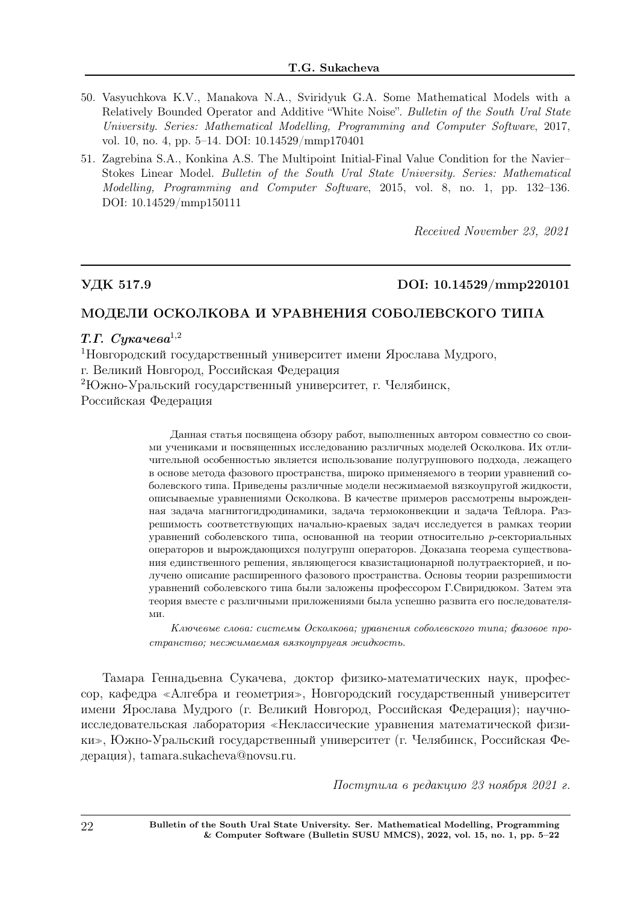50. Vasyuchkova K.V., Manakova N.A., Sviridyuk G.A. Some Mathematical Models with a Relatively Bounded Operator and Additive "White Noise". *Bulletin of the South Ural State University. Series: Mathematical Modelling, Programming and Computer Software*, 2017, vol. 10, no. 4, pp. 5–14. DOI: 10.14529/mmp170401

51. Zagrebina S.A., Konkina A.S. The Multipoint Initial-Final Value Condition for the Navier–Stokes Linear Model. *Bulletin of the South Ural State University. Series: Mathematical Modelling, Programming and Computer Software*, 2015, vol. 8, no. 1, pp. 132–136. DOI: 10.14529/mmp150111

*Received November 23, 2021*

---

**УДК 517.9** **DOI: 10.14529/mmp220101**

## МОДЕЛИ ОСКОЛКОВА И УРАВНЕНИЯ СОБОЛЕВСКОГО ТИПА

***Т.Г. Сукачева***[1,2]

[1]Новгородский государственный университет имени Ярослава Мудрого, г. Великий Новгород, Российская Федерация

[2]Южно-Уральский государственный университет, г. Челябинск, Российская Федерация

Данная статья посвящена обзору работ, выполненных автором совместно со своими учениками и посвященных исследованию различных моделей Осколкова. Их отличительной особенностью является использование полугруппового подхода, лежащего в основе метода фазового пространства, широко применяемого в теории уравнений соболевского типа. Приведены различные модели несжимаемой вязкоупругой жидкости, описываемые уравнениями Осколкова. В качестве примеров рассмотрены вырожденная задача магнитогидродинамики, задача термоконвекции и задача Тейлора. Разрешимость соответствующих начально-краевых задач исследуется в рамках теории уравнений соболевского типа, основанной на теории относительно $p$-секториальных операторов и вырождающихся полугрупп операторов. Доказана теорема существования единственного решения, являющегося квазистационарной полутраекторией, и получено описание расширенного фазового пространства. Основы теории разрешимости уравнений соболевского типа были заложены профессором Г.Свиридюком. Затем эта теория вместе с различными приложениями была успешно развита его последователями.

*Ключевые слова: системы Осколкова; уравнения соболевского типа; фазовое пространство; несжимаемая вязкоупругая жидкость.*

Тамара Геннадьевна Сукачева, доктор физико-математических наук, профессор, кафедра «Алгебра и геометрия», Новгородский государственный университет имени Ярослава Мудрого (г. Великий Новгород, Российская Федерация); научно-исследовательская лаборатория «Неклассические уравнения математической физики», Южно-Уральский государственный университет (г. Челябинск, Российская Федерация), tamara.sukacheva@novsu.ru.

*Поступила в редакцию 23 ноября 2021 г.*